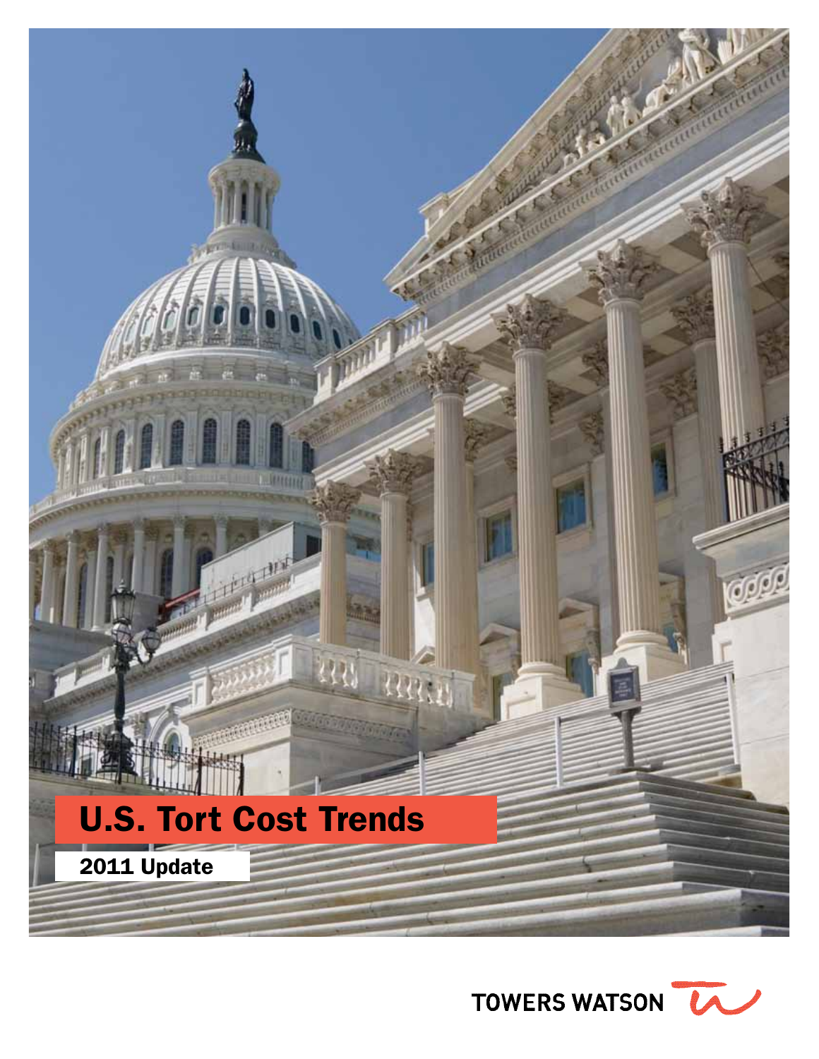# U.S. Tort Cost Trends

## 2011 Update

TOWERS WATSON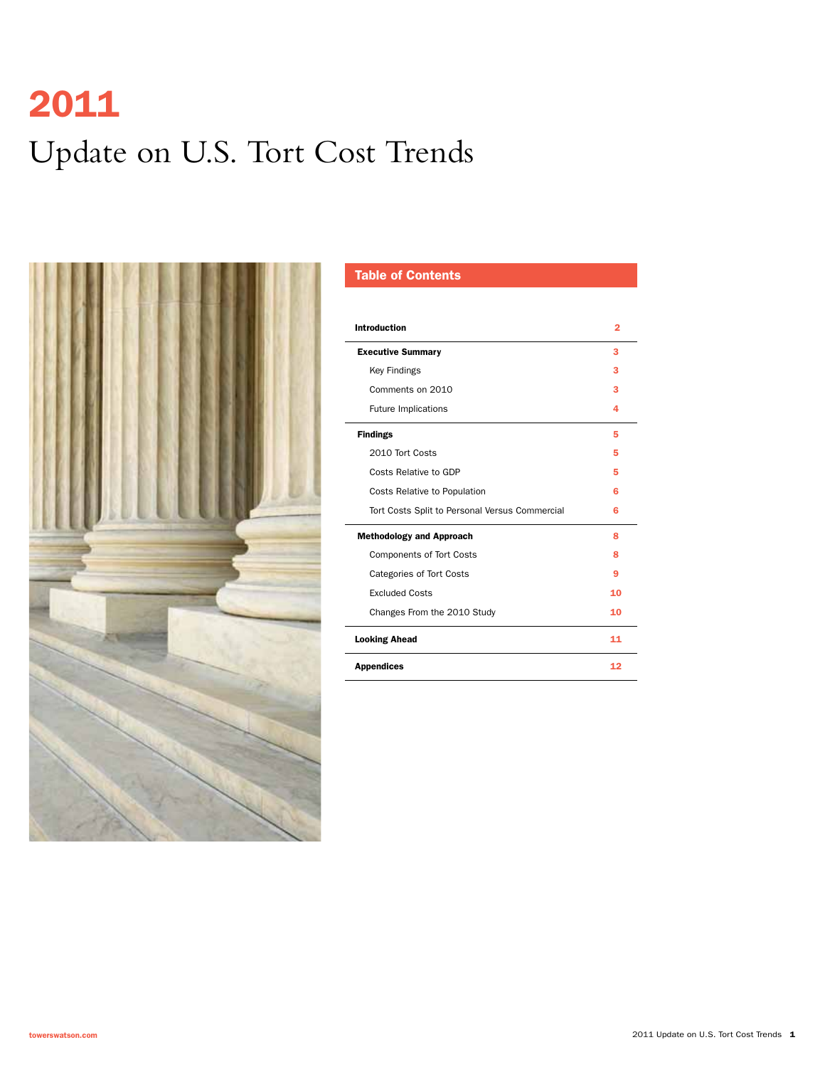# 2011

# Update on U.S. Tort Cost Trends

## Table of Contents

| Section | Page |
|---|---|
| **Introduction** | 2 |
| **Executive Summary** | 3 |
| Key Findings | 3 |
| Comments on 2010 | 3 |
| Future Implications | 4 |
| **Findings** | 5 |
| 2010 Tort Costs | 5 |
| Costs Relative to GDP | 5 |
| Costs Relative to Population | 6 |
| Tort Costs Split to Personal Versus Commercial | 6 |
| **Methodology and Approach** | 8 |
| Components of Tort Costs | 8 |
| Categories of Tort Costs | 9 |
| Excluded Costs | 10 |
| Changes From the 2010 Study | 10 |
| **Looking Ahead** | 11 |
| **Appendices** | 12 |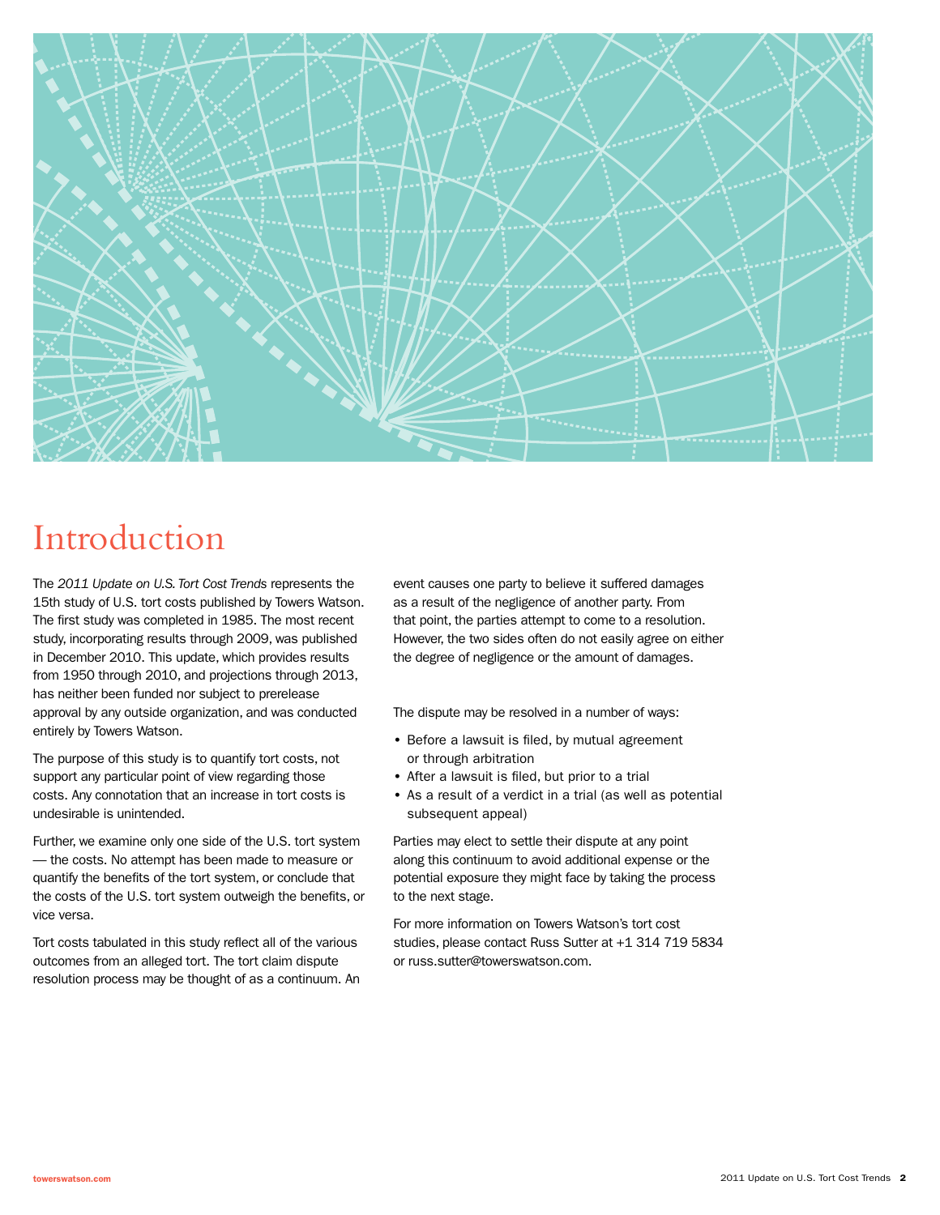# Introduction

The *2011 Update on U.S. Tort Cost Trends* represents the 15th study of U.S. tort costs published by Towers Watson. The first study was completed in 1985. The most recent study, incorporating results through 2009, was published in December 2010. This update, which provides results from 1950 through 2010, and projections through 2013, has neither been funded nor subject to prerelease approval by any outside organization, and was conducted entirely by Towers Watson.

The purpose of this study is to quantify tort costs, not support any particular point of view regarding those costs. Any connotation that an increase in tort costs is undesirable is unintended.

Further, we examine only one side of the U.S. tort system — the costs. No attempt has been made to measure or quantify the benefits of the tort system, or conclude that the costs of the U.S. tort system outweigh the benefits, or vice versa.

Tort costs tabulated in this study reflect all of the various outcomes from an alleged tort. The tort claim dispute resolution process may be thought of as a continuum. An event causes one party to believe it suffered damages as a result of the negligence of another party. From that point, the parties attempt to come to a resolution. However, the two sides often do not easily agree on either the degree of negligence or the amount of damages.

The dispute may be resolved in a number of ways:

- Before a lawsuit is filed, by mutual agreement or through arbitration
- After a lawsuit is filed, but prior to a trial
- As a result of a verdict in a trial (as well as potential subsequent appeal)

Parties may elect to settle their dispute at any point along this continuum to avoid additional expense or the potential exposure they might face by taking the process to the next stage.

For more information on Towers Watson's tort cost studies, please contact Russ Sutter at +1 314 719 5834 or russ.sutter@towerswatson.com.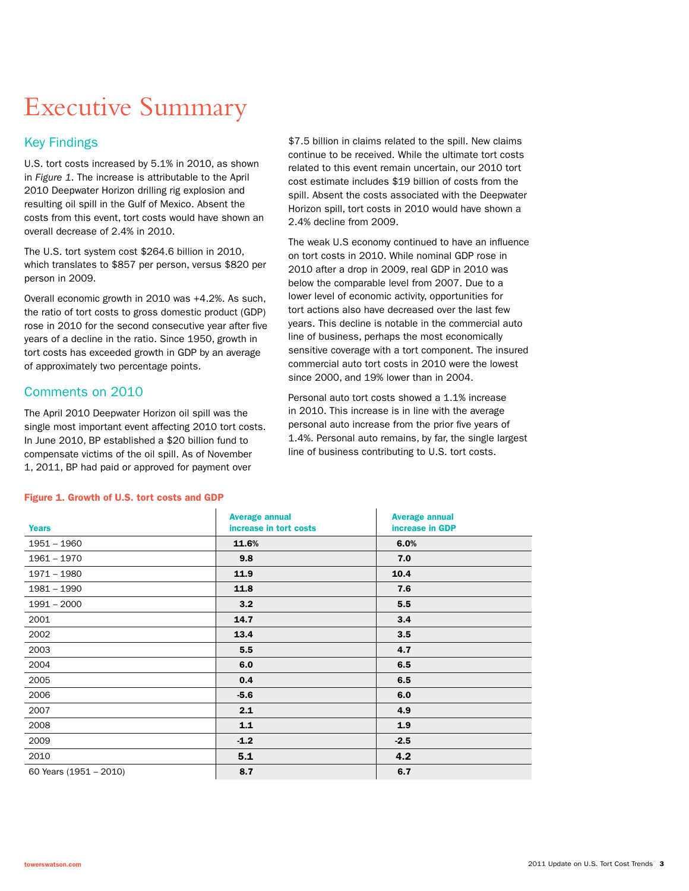# Executive Summary

## Key Findings

U.S. tort costs increased by 5.1% in 2010, as shown in *Figure 1*. The increase is attributable to the April 2010 Deepwater Horizon drilling rig explosion and resulting oil spill in the Gulf of Mexico. Absent the costs from this event, tort costs would have shown an overall decrease of 2.4% in 2010.

The U.S. tort system cost $264.6 billion in 2010, which translates to $857 per person, versus $820 per person in 2009.

Overall economic growth in 2010 was +4.2%. As such, the ratio of tort costs to gross domestic product (GDP) rose in 2010 for the second consecutive year after five years of a decline in the ratio. Since 1950, growth in tort costs has exceeded growth in GDP by an average of approximately two percentage points.

## Comments on 2010

The April 2010 Deepwater Horizon oil spill was the single most important event affecting 2010 tort costs. In June 2010, BP established a $20 billion fund to compensate victims of the oil spill. As of November 1, 2011, BP had paid or approved for payment over $7.5 billion in claims related to the spill. New claims continue to be received. While the ultimate tort costs related to this event remain uncertain, our 2010 tort cost estimate includes $19 billion of costs from the spill. Absent the costs associated with the Deepwater Horizon spill, tort costs in 2010 would have shown a 2.4% decline from 2009.

The weak U.S economy continued to have an influence on tort costs in 2010. While nominal GDP rose in 2010 after a drop in 2009, real GDP in 2010 was below the comparable level from 2007. Due to a lower level of economic activity, opportunities for tort actions also have decreased over the last few years. This decline is notable in the commercial auto line of business, perhaps the most economically sensitive coverage with a tort component. The insured commercial auto tort costs in 2010 were the lowest since 2000, and 19% lower than in 2004.

Personal auto tort costs showed a 1.1% increase in 2010. This increase is in line with the average personal auto increase from the prior five years of 1.4%. Personal auto remains, by far, the single largest line of business contributing to U.S. tort costs.

**Figure 1. Growth of U.S. tort costs and GDP**

| Years | Average annual increase in tort costs | Average annual increase in GDP |
|---|---|---|
| 1951 – 1960 | 11.6% | 6.0% |
| 1961 – 1970 | 9.8 | 7.0 |
| 1971 – 1980 | 11.9 | 10.4 |
| 1981 – 1990 | 11.8 | 7.6 |
| 1991 – 2000 | 3.2 | 5.5 |
| 2001 | 14.7 | 3.4 |
| 2002 | 13.4 | 3.5 |
| 2003 | 5.5 | 4.7 |
| 2004 | 6.0 | 6.5 |
| 2005 | 0.4 | 6.5 |
| 2006 | -5.6 | 6.0 |
| 2007 | 2.1 | 4.9 |
| 2008 | 1.1 | 1.9 |
| 2009 | -1.2 | -2.5 |
| 2010 | 5.1 | 4.2 |
| 60 Years (1951 – 2010) | 8.7 | 6.7 |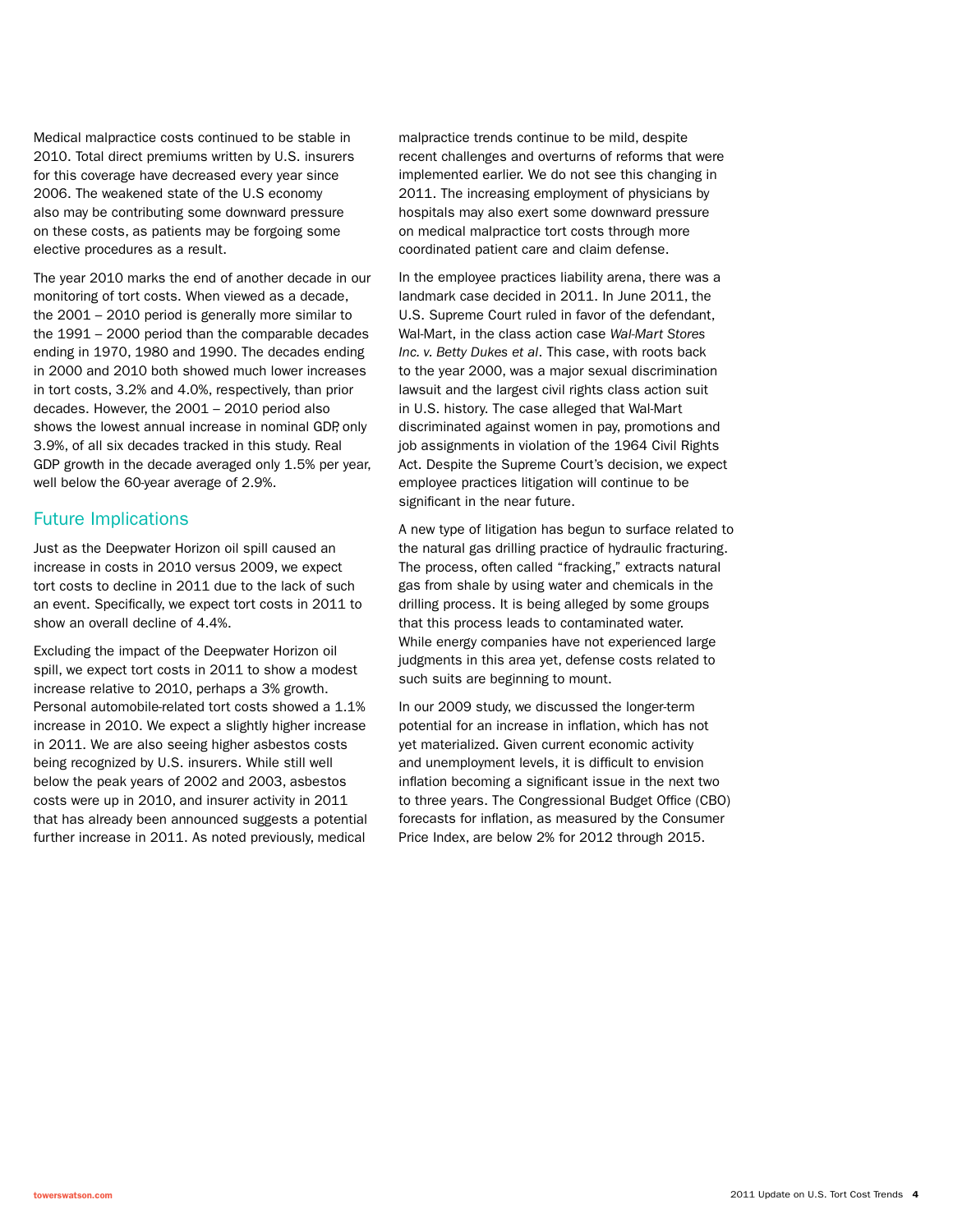Medical malpractice costs continued to be stable in 2010. Total direct premiums written by U.S. insurers for this coverage have decreased every year since 2006. The weakened state of the U.S economy also may be contributing some downward pressure on these costs, as patients may be forgoing some elective procedures as a result.

The year 2010 marks the end of another decade in our monitoring of tort costs. When viewed as a decade, the 2001 – 2010 period is generally more similar to the 1991 – 2000 period than the comparable decades ending in 1970, 1980 and 1990. The decades ending in 2000 and 2010 both showed much lower increases in tort costs, 3.2% and 4.0%, respectively, than prior decades. However, the 2001 – 2010 period also shows the lowest annual increase in nominal GDP, only 3.9%, of all six decades tracked in this study. Real GDP growth in the decade averaged only 1.5% per year, well below the 60-year average of 2.9%.

## Future Implications

Just as the Deepwater Horizon oil spill caused an increase in costs in 2010 versus 2009, we expect tort costs to decline in 2011 due to the lack of such an event. Specifically, we expect tort costs in 2011 to show an overall decline of 4.4%.

Excluding the impact of the Deepwater Horizon oil spill, we expect tort costs in 2011 to show a modest increase relative to 2010, perhaps a 3% growth. Personal automobile-related tort costs showed a 1.1% increase in 2010. We expect a slightly higher increase in 2011. We are also seeing higher asbestos costs being recognized by U.S. insurers. While still well below the peak years of 2002 and 2003, asbestos costs were up in 2010, and insurer activity in 2011 that has already been announced suggests a potential further increase in 2011. As noted previously, medical malpractice trends continue to be mild, despite recent challenges and overturns of reforms that were implemented earlier. We do not see this changing in 2011. The increasing employment of physicians by hospitals may also exert some downward pressure on medical malpractice tort costs through more coordinated patient care and claim defense.

In the employee practices liability arena, there was a landmark case decided in 2011. In June 2011, the U.S. Supreme Court ruled in favor of the defendant, Wal-Mart, in the class action case *Wal-Mart Stores Inc. v. Betty Dukes et al*. This case, with roots back to the year 2000, was a major sexual discrimination lawsuit and the largest civil rights class action suit in U.S. history. The case alleged that Wal-Mart discriminated against women in pay, promotions and job assignments in violation of the 1964 Civil Rights Act. Despite the Supreme Court's decision, we expect employee practices litigation will continue to be significant in the near future.

A new type of litigation has begun to surface related to the natural gas drilling practice of hydraulic fracturing. The process, often called "fracking," extracts natural gas from shale by using water and chemicals in the drilling process. It is being alleged by some groups that this process leads to contaminated water. While energy companies have not experienced large judgments in this area yet, defense costs related to such suits are beginning to mount.

In our 2009 study, we discussed the longer-term potential for an increase in inflation, which has not yet materialized. Given current economic activity and unemployment levels, it is difficult to envision inflation becoming a significant issue in the next two to three years. The Congressional Budget Office (CBO) forecasts for inflation, as measured by the Consumer Price Index, are below 2% for 2012 through 2015.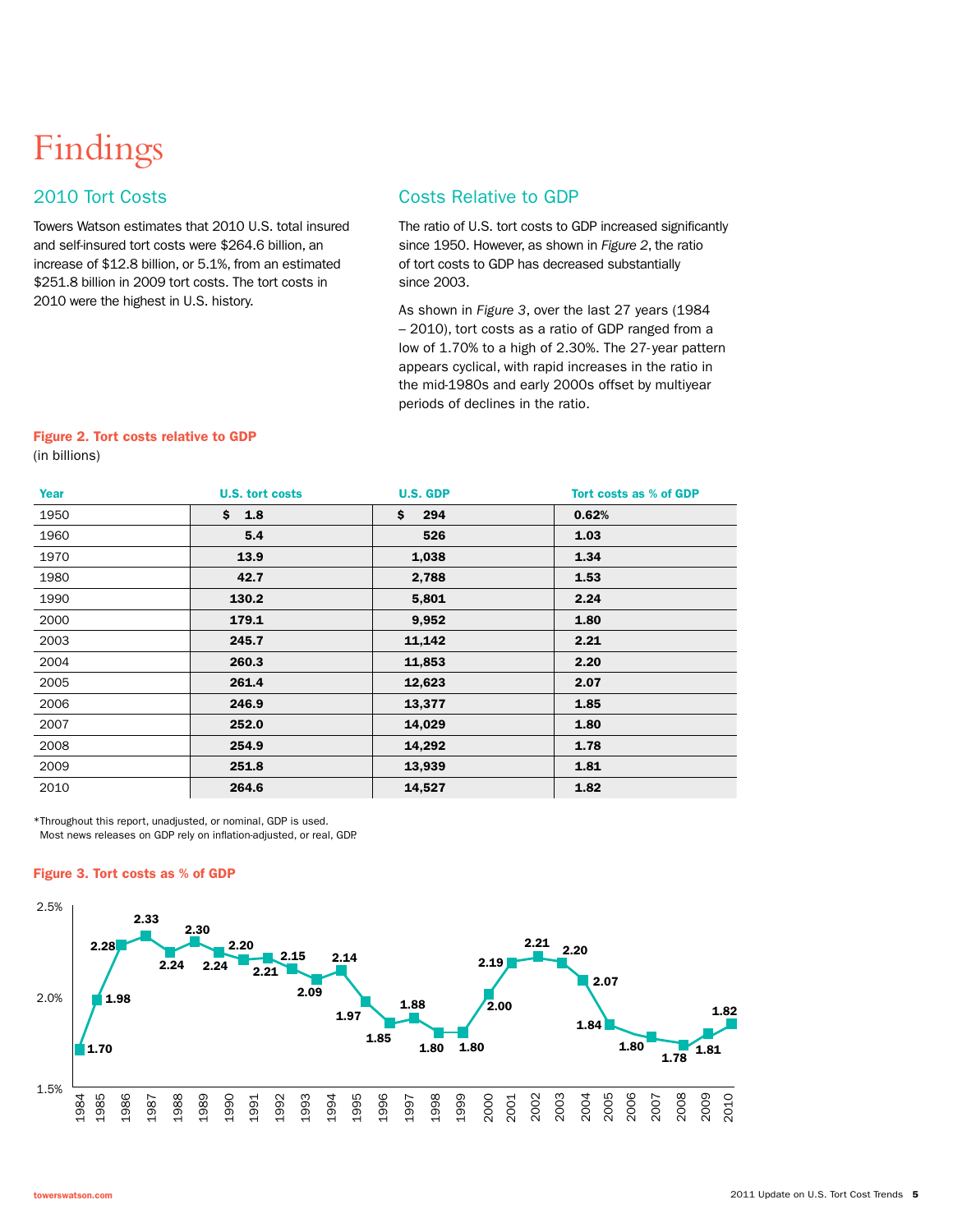# Findings

## 2010 Tort Costs

Towers Watson estimates that 2010 U.S. total insured and self-insured tort costs were $264.6 billion, an increase of $12.8 billion, or 5.1%, from an estimated $251.8 billion in 2009 tort costs. The tort costs in 2010 were the highest in U.S. history.

## Costs Relative to GDP

The ratio of U.S. tort costs to GDP increased significantly since 1950. However, as shown in *Figure 2*, the ratio of tort costs to GDP has decreased substantially since 2003.

As shown in *Figure 3*, over the last 27 years (1984 – 2010), tort costs as a ratio of GDP ranged from a low of 1.70% to a high of 2.30%. The 27-year pattern appears cyclical, with rapid increases in the ratio in the mid-1980s and early 2000s offset by multiyear periods of declines in the ratio.

**Figure 2. Tort costs relative to GDP**
(in billions)

| Year | U.S. tort costs | U.S. GDP | Tort costs as % of GDP |
|---|---|---|---|
| 1950 | $ 1.8 | $ 294 | 0.62% |
| 1960 | 5.4 | 526 | 1.03 |
| 1970 | 13.9 | 1,038 | 1.34 |
| 1980 | 42.7 | 2,788 | 1.53 |
| 1990 | 130.2 | 5,801 | 2.24 |
| 2000 | 179.1 | 9,952 | 1.80 |
| 2003 | 245.7 | 11,142 | 2.21 |
| 2004 | 260.3 | 11,853 | 2.20 |
| 2005 | 261.4 | 12,623 | 2.07 |
| 2006 | 246.9 | 13,377 | 1.85 |
| 2007 | 252.0 | 14,029 | 1.80 |
| 2008 | 254.9 | 14,292 | 1.78 |
| 2009 | 251.8 | 13,939 | 1.81 |
| 2010 | 264.6 | 14,527 | 1.82 |

*Throughout this report, unadjusted, or nominal, GDP is used. Most news releases on GDP rely on inflation-adjusted, or real, GDP.

**Figure 3. Tort costs as % of GDP**

| Year | Tort costs as % of GDP |
|---|---|
| 1984 | 1.70 |
| 1985 | 1.98 |
| 1986 | 2.28 |
| 1987 | 2.33 |
| 1988 | 2.24 |
| 1989 | 2.30 |
| 1990 | 2.24 |
| 1991 | 2.20 |
| 1992 | 2.21 |
| 1993 | 2.15 |
| 1994 | 2.09 |
| 1995 | 2.14 |
| 1996 | 1.97 |
| 1997 | 1.85 |
| 1998 | 1.88 |
| 1999 | 1.80 |
| 2000 | 1.80 |
| 2001 | 2.00 |
| 2002 | 2.19 |
| 2003 | 2.21 |
| 2004 | 2.20 |
| 2005 | 2.07 |
| 2006 | 1.84 |
| 2007 | 1.80 |
| 2008 | 1.78 |
| 2009 | 1.81 |
| 2010 | 1.82 |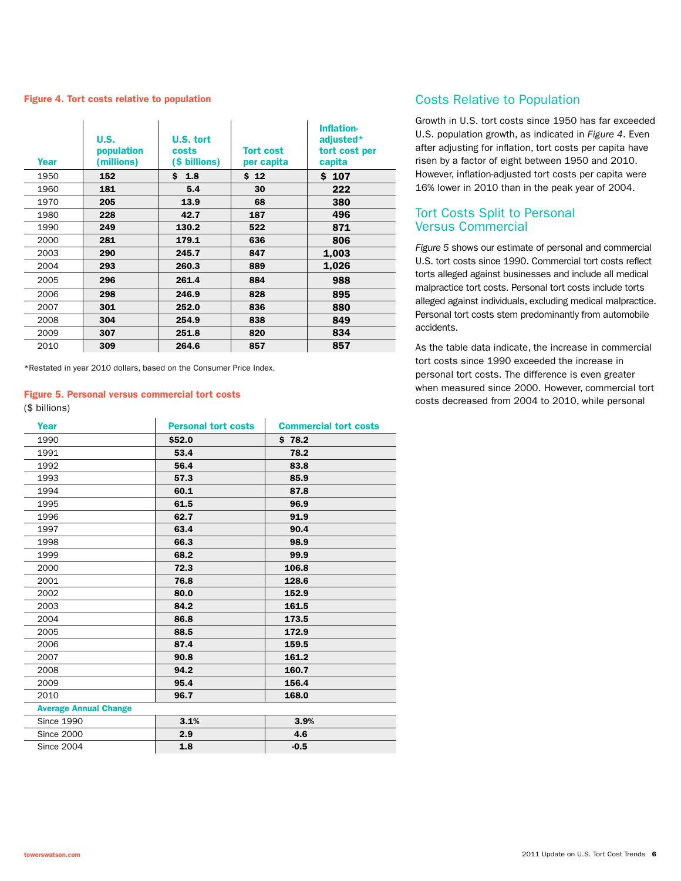**Figure 4. Tort costs relative to population**

| Year | U.S. population (millions) | U.S. tort costs ($ billions) | Tort cost per capita | Inflation-adjusted* tort cost per capita |
|---|---|---|---|---|
| 1950 | 152 | $ 1.8 | $ 12 | $ 107 |
| 1960 | 181 | 5.4 | 30 | 222 |
| 1970 | 205 | 13.9 | 68 | 380 |
| 1980 | 228 | 42.7 | 187 | 496 |
| 1990 | 249 | 130.2 | 522 | 871 |
| 2000 | 281 | 179.1 | 636 | 806 |
| 2003 | 290 | 245.7 | 847 | 1,003 |
| 2004 | 293 | 260.3 | 889 | 1,026 |
| 2005 | 296 | 261.4 | 884 | 988 |
| 2006 | 298 | 246.9 | 828 | 895 |
| 2007 | 301 | 252.0 | 836 | 880 |
| 2008 | 304 | 254.9 | 838 | 849 |
| 2009 | 307 | 251.8 | 820 | 834 |
| 2010 | 309 | 264.6 | 857 | 857 |

*Restated in year 2010 dollars, based on the Consumer Price Index.

**Figure 5. Personal versus commercial tort costs**

($ billions)

| Year | Personal tort costs | Commercial tort costs |
|---|---|---|
| 1990 | $52.0 | $ 78.2 |
| 1991 | 53.4 | 78.2 |
| 1992 | 56.4 | 83.8 |
| 1993 | 57.3 | 85.9 |
| 1994 | 60.1 | 87.8 |
| 1995 | 61.5 | 96.9 |
| 1996 | 62.7 | 91.9 |
| 1997 | 63.4 | 90.4 |
| 1998 | 66.3 | 98.9 |
| 1999 | 68.2 | 99.9 |
| 2000 | 72.3 | 106.8 |
| 2001 | 76.8 | 128.6 |
| 2002 | 80.0 | 152.9 |
| 2003 | 84.2 | 161.5 |
| 2004 | 86.8 | 173.5 |
| 2005 | 88.5 | 172.9 |
| 2006 | 87.4 | 159.5 |
| 2007 | 90.8 | 161.2 |
| 2008 | 94.2 | 160.7 |
| 2009 | 95.4 | 156.4 |
| 2010 | 96.7 | 168.0 |
| **Average Annual Change** | | |
| Since 1990 | 3.1% | 3.9% |
| Since 2000 | 2.9 | 4.6 |
| Since 2004 | 1.8 | -0.5 |

## Costs Relative to Population

Growth in U.S. tort costs since 1950 has far exceeded U.S. population growth, as indicated in *Figure 4*. Even after adjusting for inflation, tort costs per capita have risen by a factor of eight between 1950 and 2010. However, inflation-adjusted tort costs per capita were 16% lower in 2010 than in the peak year of 2004.

## Tort Costs Split to Personal Versus Commercial

*Figure 5* shows our estimate of personal and commercial U.S. tort costs since 1990. Commercial tort costs reflect torts alleged against businesses and include all medical malpractice tort costs. Personal tort costs include torts alleged against individuals, excluding medical malpractice. Personal tort costs stem predominantly from automobile accidents.

As the table data indicate, the increase in commercial tort costs since 1990 exceeded the increase in personal tort costs. The difference is even greater when measured since 2000. However, commercial tort costs decreased from 2004 to 2010, while personal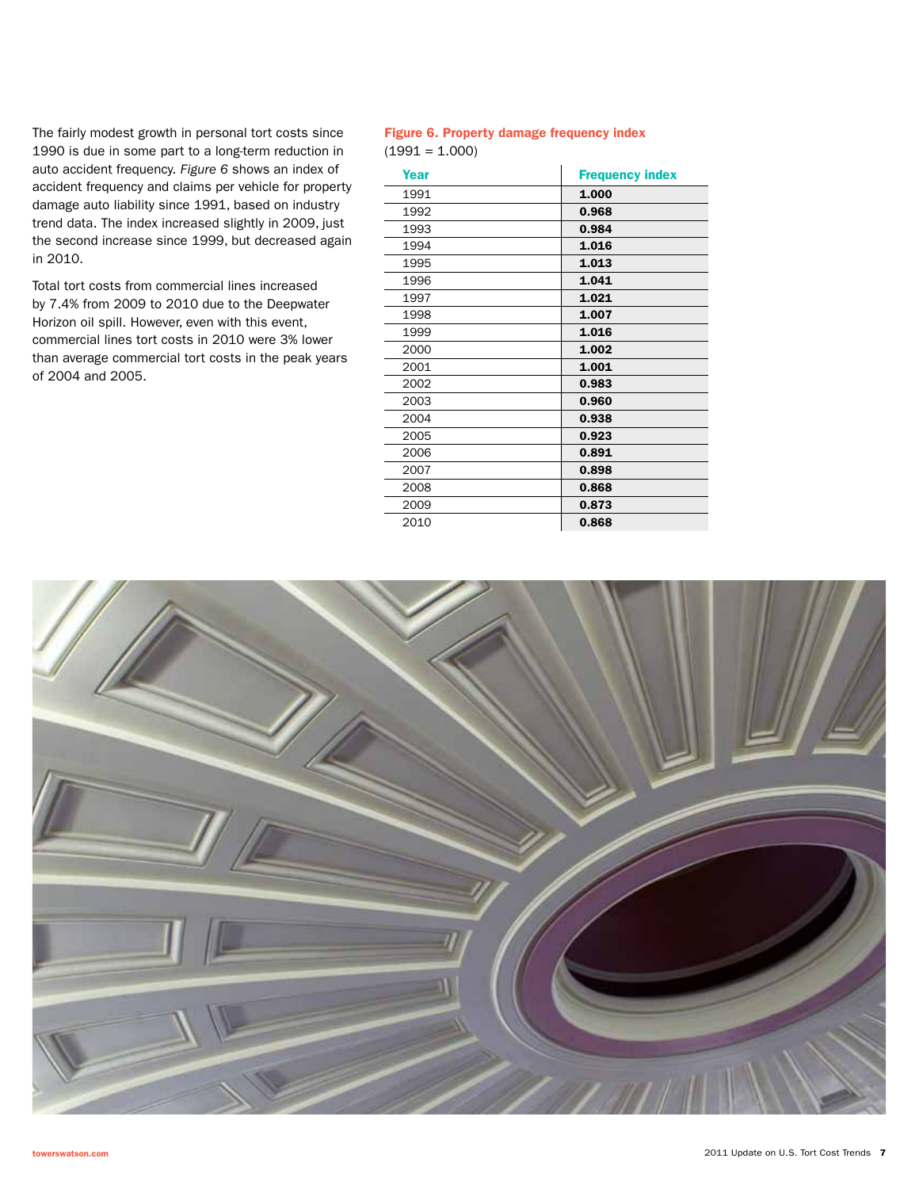The fairly modest growth in personal tort costs since 1990 is due in some part to a long-term reduction in auto accident frequency. *Figure 6* shows an index of accident frequency and claims per vehicle for property damage auto liability since 1991, based on industry trend data. The index increased slightly in 2009, just the second increase since 1999, but decreased again in 2010.

Total tort costs from commercial lines increased by 7.4% from 2009 to 2010 due to the Deepwater Horizon oil spill. However, even with this event, commercial lines tort costs in 2010 were 3% lower than average commercial tort costs in the peak years of 2004 and 2005.

**Figure 6. Property damage frequency index**
(1991 = 1.000)

| Year | Frequency index |
|---|---|
| 1991 | **1.000** |
| 1992 | **0.968** |
| 1993 | **0.984** |
| 1994 | **1.016** |
| 1995 | **1.013** |
| 1996 | **1.041** |
| 1997 | **1.021** |
| 1998 | **1.007** |
| 1999 | **1.016** |
| 2000 | **1.002** |
| 2001 | **1.001** |
| 2002 | **0.983** |
| 2003 | **0.960** |
| 2004 | **0.938** |
| 2005 | **0.923** |
| 2006 | **0.891** |
| 2007 | **0.898** |
| 2008 | **0.868** |
| 2009 | **0.873** |
| 2010 | **0.868** |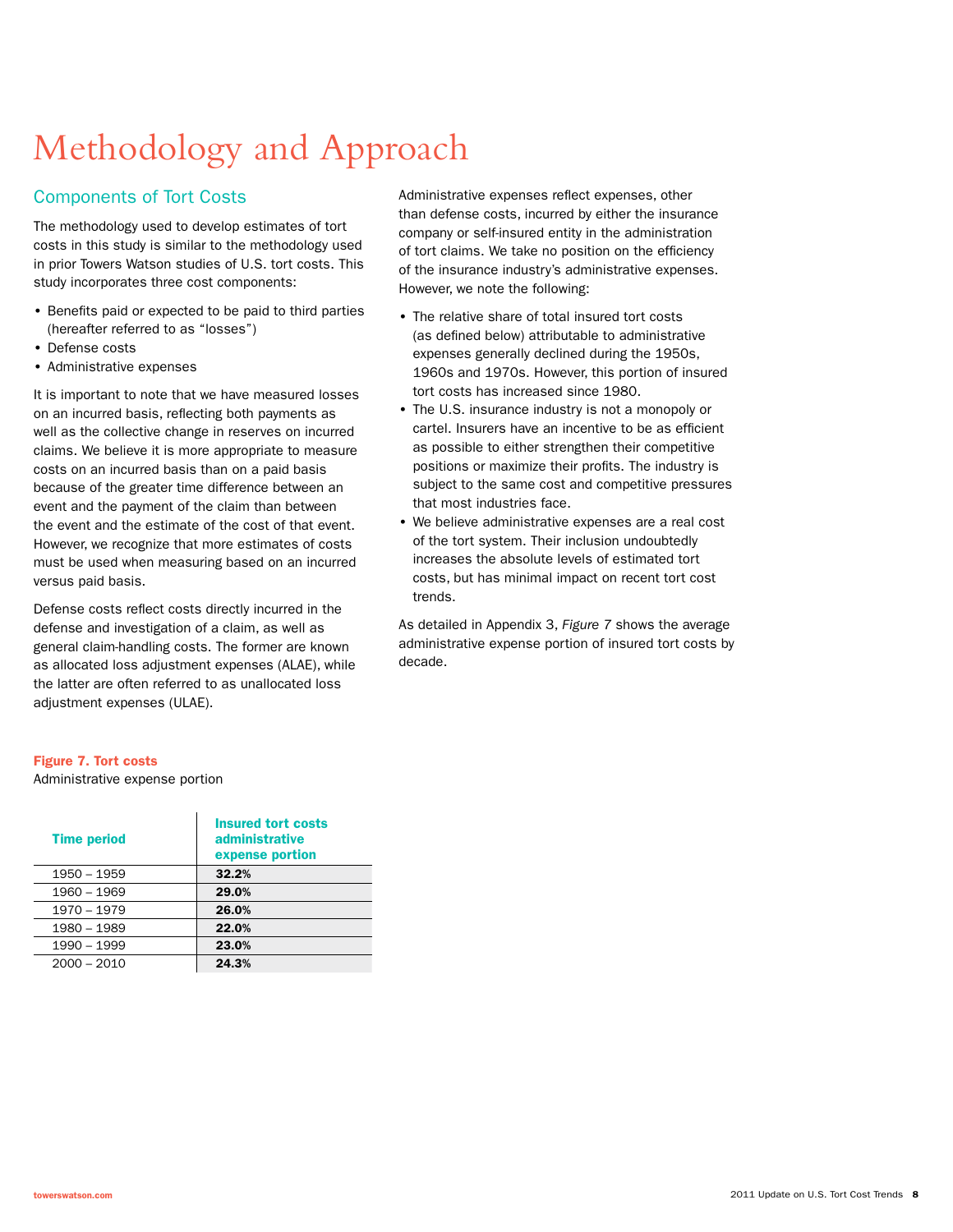# Methodology and Approach

## Components of Tort Costs

The methodology used to develop estimates of tort costs in this study is similar to the methodology used in prior Towers Watson studies of U.S. tort costs. This study incorporates three cost components:

- Benefits paid or expected to be paid to third parties (hereafter referred to as "losses")
- Defense costs
- Administrative expenses

It is important to note that we have measured losses on an incurred basis, reflecting both payments as well as the collective change in reserves on incurred claims. We believe it is more appropriate to measure costs on an incurred basis than on a paid basis because of the greater time difference between an event and the payment of the claim than between the event and the estimate of the cost of that event. However, we recognize that more estimates of costs must be used when measuring based on an incurred versus paid basis.

Defense costs reflect costs directly incurred in the defense and investigation of a claim, as well as general claim-handling costs. The former are known as allocated loss adjustment expenses (ALAE), while the latter are often referred to as unallocated loss adjustment expenses (ULAE).

Administrative expenses reflect expenses, other than defense costs, incurred by either the insurance company or self-insured entity in the administration of tort claims. We take no position on the efficiency of the insurance industry's administrative expenses. However, we note the following:

- The relative share of total insured tort costs (as defined below) attributable to administrative expenses generally declined during the 1950s, 1960s and 1970s. However, this portion of insured tort costs has increased since 1980.
- The U.S. insurance industry is not a monopoly or cartel. Insurers have an incentive to be as efficient as possible to either strengthen their competitive positions or maximize their profits. The industry is subject to the same cost and competitive pressures that most industries face.
- We believe administrative expenses are a real cost of the tort system. Their inclusion undoubtedly increases the absolute levels of estimated tort costs, but has minimal impact on recent tort cost trends.

As detailed in Appendix 3, *Figure 7* shows the average administrative expense portion of insured tort costs by decade.

**Figure 7. Tort costs**
Administrative expense portion

| Time period | Insured tort costs administrative expense portion |
|---|---|
| 1950 – 1959 | **32.2%** |
| 1960 – 1969 | **29.0%** |
| 1970 – 1979 | **26.0%** |
| 1980 – 1989 | **22.0%** |
| 1990 – 1999 | **23.0%** |
| 2000 – 2010 | **24.3%** |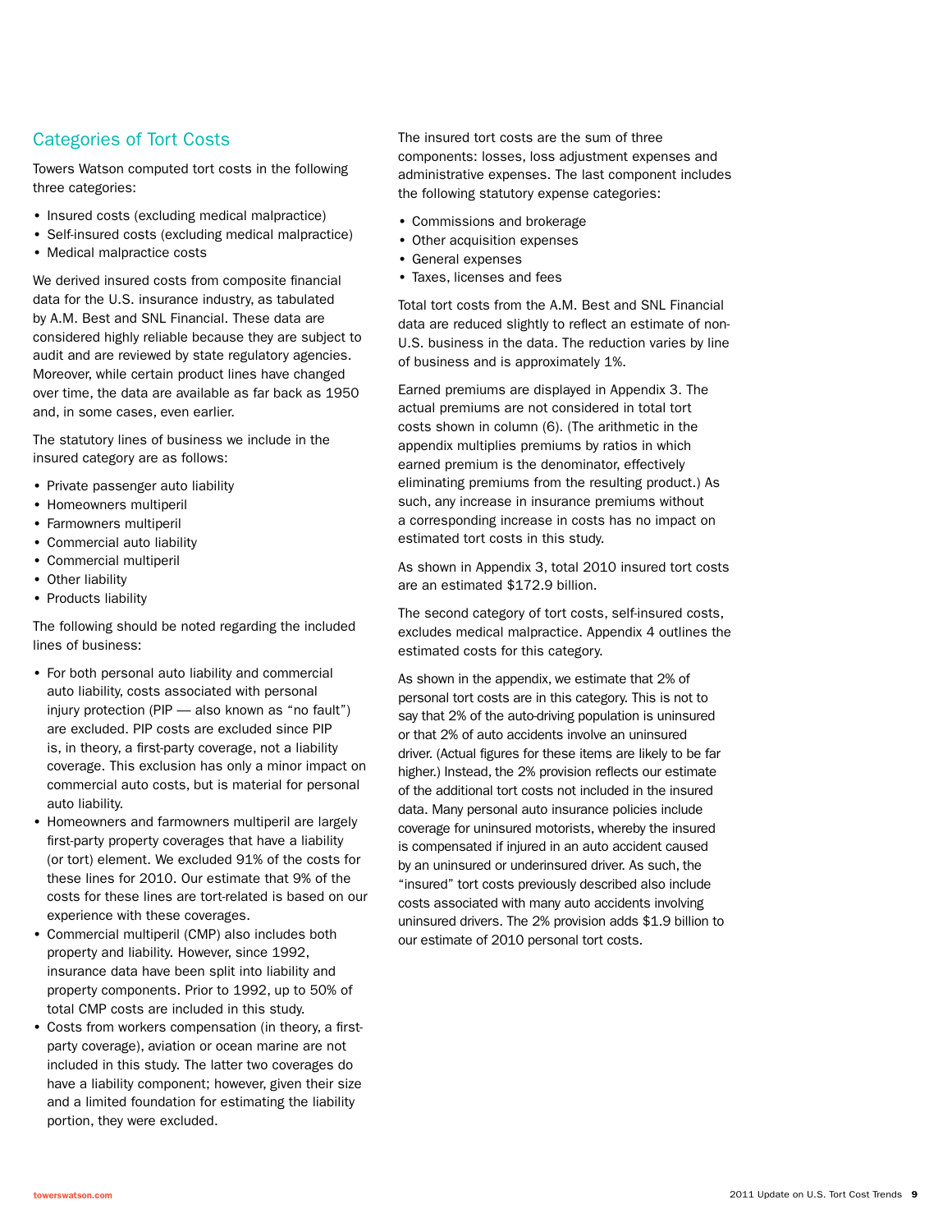## Categories of Tort Costs

Towers Watson computed tort costs in the following three categories:

- Insured costs (excluding medical malpractice)
- Self-insured costs (excluding medical malpractice)
- Medical malpractice costs

We derived insured costs from composite financial data for the U.S. insurance industry, as tabulated by A.M. Best and SNL Financial. These data are considered highly reliable because they are subject to audit and are reviewed by state regulatory agencies. Moreover, while certain product lines have changed over time, the data are available as far back as 1950 and, in some cases, even earlier.

The statutory lines of business we include in the insured category are as follows:

- Private passenger auto liability
- Homeowners multiperil
- Farmowners multiperil
- Commercial auto liability
- Commercial multiperil
- Other liability
- Products liability

The following should be noted regarding the included lines of business:

- For both personal auto liability and commercial auto liability, costs associated with personal injury protection (PIP — also known as "no fault") are excluded. PIP costs are excluded since PIP is, in theory, a first-party coverage, not a liability coverage. This exclusion has only a minor impact on commercial auto costs, but is material for personal auto liability.
- Homeowners and farmowners multiperil are largely first-party property coverages that have a liability (or tort) element. We excluded 91% of the costs for these lines for 2010. Our estimate that 9% of the costs for these lines are tort-related is based on our experience with these coverages.
- Commercial multiperil (CMP) also includes both property and liability. However, since 1992, insurance data have been split into liability and property components. Prior to 1992, up to 50% of total CMP costs are included in this study.
- Costs from workers compensation (in theory, a first-party coverage), aviation or ocean marine are not included in this study. The latter two coverages do have a liability component; however, given their size and a limited foundation for estimating the liability portion, they were excluded.

The insured tort costs are the sum of three components: losses, loss adjustment expenses and administrative expenses. The last component includes the following statutory expense categories:

- Commissions and brokerage
- Other acquisition expenses
- General expenses
- Taxes, licenses and fees

Total tort costs from the A.M. Best and SNL Financial data are reduced slightly to reflect an estimate of non-U.S. business in the data. The reduction varies by line of business and is approximately 1%.

Earned premiums are displayed in Appendix 3. The actual premiums are not considered in total tort costs shown in column (6). (The arithmetic in the appendix multiplies premiums by ratios in which earned premium is the denominator, effectively eliminating premiums from the resulting product.) As such, any increase in insurance premiums without a corresponding increase in costs has no impact on estimated tort costs in this study.

As shown in Appendix 3, total 2010 insured tort costs are an estimated $172.9 billion.

The second category of tort costs, self-insured costs, excludes medical malpractice. Appendix 4 outlines the estimated costs for this category.

As shown in the appendix, we estimate that 2% of personal tort costs are in this category. This is not to say that 2% of the auto-driving population is uninsured or that 2% of auto accidents involve an uninsured driver. (Actual figures for these items are likely to be far higher.) Instead, the 2% provision reflects our estimate of the additional tort costs not included in the insured data. Many personal auto insurance policies include coverage for uninsured motorists, whereby the insured is compensated if injured in an auto accident caused by an uninsured or underinsured driver. As such, the "insured" tort costs previously described also include costs associated with many auto accidents involving uninsured drivers. The 2% provision adds $1.9 billion to our estimate of 2010 personal tort costs.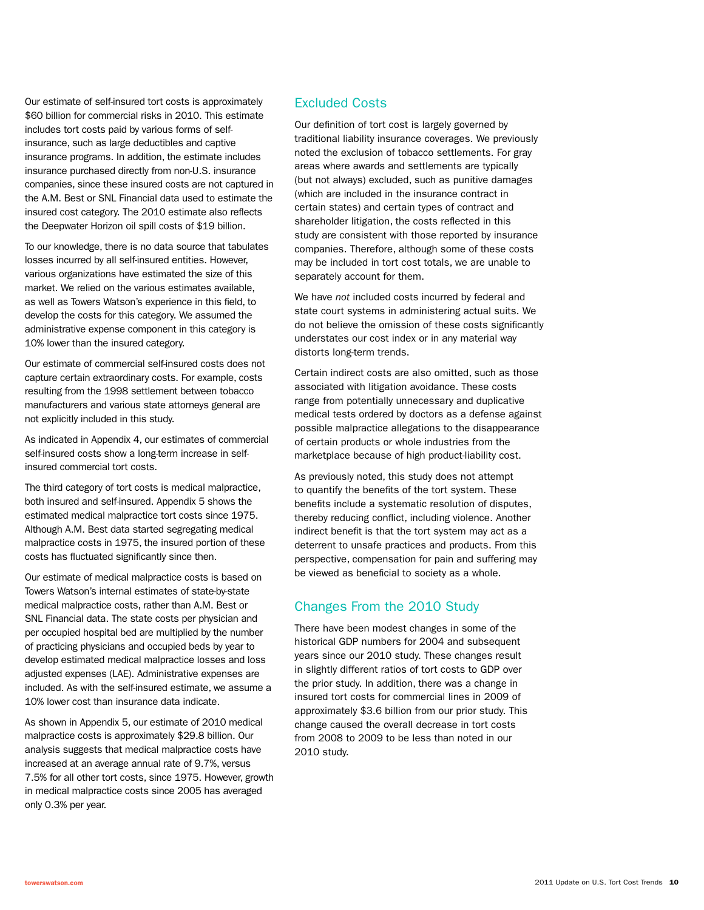Our estimate of self-insured tort costs is approximately $60 billion for commercial risks in 2010. This estimate includes tort costs paid by various forms of self-insurance, such as large deductibles and captive insurance programs. In addition, the estimate includes insurance purchased directly from non-U.S. insurance companies, since these insured costs are not captured in the A.M. Best or SNL Financial data used to estimate the insured cost category. The 2010 estimate also reflects the Deepwater Horizon oil spill costs of $19 billion.

To our knowledge, there is no data source that tabulates losses incurred by all self-insured entities. However, various organizations have estimated the size of this market. We relied on the various estimates available, as well as Towers Watson's experience in this field, to develop the costs for this category. We assumed the administrative expense component in this category is 10% lower than the insured category.

Our estimate of commercial self-insured costs does not capture certain extraordinary costs. For example, costs resulting from the 1998 settlement between tobacco manufacturers and various state attorneys general are not explicitly included in this study.

As indicated in Appendix 4, our estimates of commercial self-insured costs show a long-term increase in self-insured commercial tort costs.

The third category of tort costs is medical malpractice, both insured and self-insured. Appendix 5 shows the estimated medical malpractice tort costs since 1975. Although A.M. Best data started segregating medical malpractice costs in 1975, the insured portion of these costs has fluctuated significantly since then.

Our estimate of medical malpractice costs is based on Towers Watson's internal estimates of state-by-state medical malpractice costs, rather than A.M. Best or SNL Financial data. The state costs per physician and per occupied hospital bed are multiplied by the number of practicing physicians and occupied beds by year to develop estimated medical malpractice losses and loss adjusted expenses (LAE). Administrative expenses are included. As with the self-insured estimate, we assume a 10% lower cost than insurance data indicate.

As shown in Appendix 5, our estimate of 2010 medical malpractice costs is approximately $29.8 billion. Our analysis suggests that medical malpractice costs have increased at an average annual rate of 9.7%, versus 7.5% for all other tort costs, since 1975. However, growth in medical malpractice costs since 2005 has averaged only 0.3% per year.

## Excluded Costs

Our definition of tort cost is largely governed by traditional liability insurance coverages. We previously noted the exclusion of tobacco settlements. For gray areas where awards and settlements are typically (but not always) excluded, such as punitive damages (which are included in the insurance contract in certain states) and certain types of contract and shareholder litigation, the costs reflected in this study are consistent with those reported by insurance companies. Therefore, although some of these costs may be included in tort cost totals, we are unable to separately account for them.

We have *not* included costs incurred by federal and state court systems in administering actual suits. We do not believe the omission of these costs significantly understates our cost index or in any material way distorts long-term trends.

Certain indirect costs are also omitted, such as those associated with litigation avoidance. These costs range from potentially unnecessary and duplicative medical tests ordered by doctors as a defense against possible malpractice allegations to the disappearance of certain products or whole industries from the marketplace because of high product-liability cost.

As previously noted, this study does not attempt to quantify the benefits of the tort system. These benefits include a systematic resolution of disputes, thereby reducing conflict, including violence. Another indirect benefit is that the tort system may act as a deterrent to unsafe practices and products. From this perspective, compensation for pain and suffering may be viewed as beneficial to society as a whole.

## Changes From the 2010 Study

There have been modest changes in some of the historical GDP numbers for 2004 and subsequent years since our 2010 study. These changes result in slightly different ratios of tort costs to GDP over the prior study. In addition, there was a change in insured tort costs for commercial lines in 2009 of approximately $3.6 billion from our prior study. This change caused the overall decrease in tort costs from 2008 to 2009 to be less than noted in our 2010 study.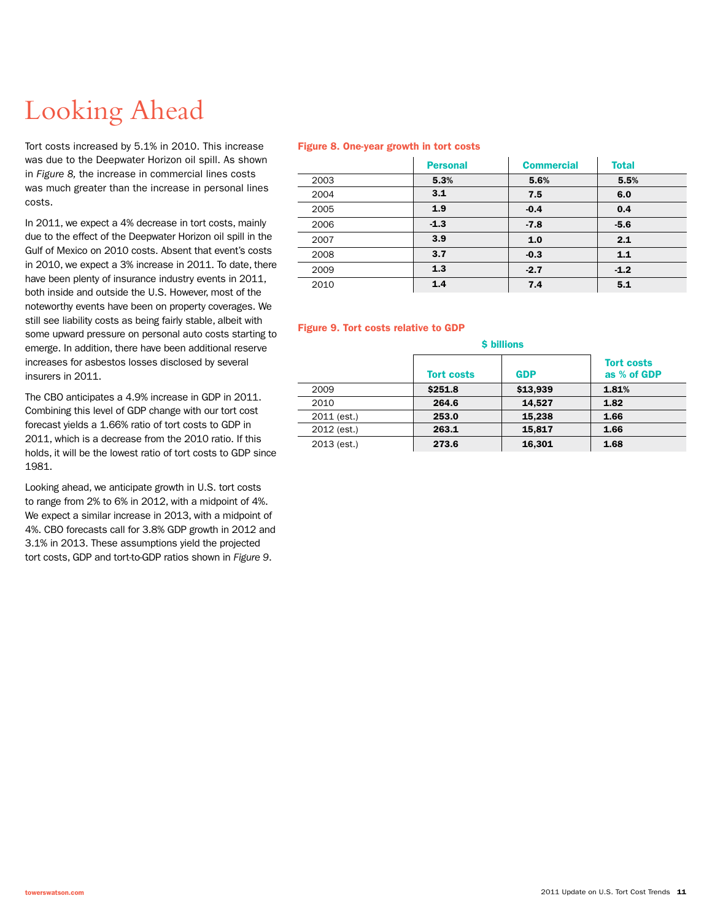# Looking Ahead

Tort costs increased by 5.1% in 2010. This increase was due to the Deepwater Horizon oil spill. As shown in *Figure 8,* the increase in commercial lines costs was much greater than the increase in personal lines costs.

In 2011, we expect a 4% decrease in tort costs, mainly due to the effect of the Deepwater Horizon oil spill in the Gulf of Mexico on 2010 costs. Absent that event's costs in 2010, we expect a 3% increase in 2011. To date, there have been plenty of insurance industry events in 2011, both inside and outside the U.S. However, most of the noteworthy events have been on property coverages. We still see liability costs as being fairly stable, albeit with some upward pressure on personal auto costs starting to emerge. In addition, there have been additional reserve increases for asbestos losses disclosed by several insurers in 2011.

The CBO anticipates a 4.9% increase in GDP in 2011. Combining this level of GDP change with our tort cost forecast yields a 1.66% ratio of tort costs to GDP in 2011, which is a decrease from the 2010 ratio. If this holds, it will be the lowest ratio of tort costs to GDP since 1981.

Looking ahead, we anticipate growth in U.S. tort costs to range from 2% to 6% in 2012, with a midpoint of 4%. We expect a similar increase in 2013, with a midpoint of 4%. CBO forecasts call for 3.8% GDP growth in 2012 and 3.1% in 2013. These assumptions yield the projected tort costs, GDP and tort-to-GDP ratios shown in *Figure 9*.

**Figure 8. One-year growth in tort costs**

| | Personal | Commercial | Total |
|---|---|---|---|
| 2003 | 5.3% | 5.6% | 5.5% |
| 2004 | 3.1 | 7.5 | 6.0 |
| 2005 | 1.9 | -0.4 | 0.4 |
| 2006 | -1.3 | -7.8 | -5.6 |
| 2007 | 3.9 | 1.0 | 2.1 |
| 2008 | 3.7 | -0.3 | 1.1 |
| 2009 | 1.3 | -2.7 | -1.2 |
| 2010 | 1.4 | 7.4 | 5.1 |

**Figure 9. Tort costs relative to GDP**

| | $ billions | | |
|---|---|---|---|
| | Tort costs | GDP | Tort costs as % of GDP |
| 2009 | $251.8 | $13,939 | 1.81% |
| 2010 | 264.6 | 14,527 | 1.82 |
| 2011 (est.) | 253.0 | 15,238 | 1.66 |
| 2012 (est.) | 263.1 | 15,817 | 1.66 |
| 2013 (est.) | 273.6 | 16,301 | 1.68 |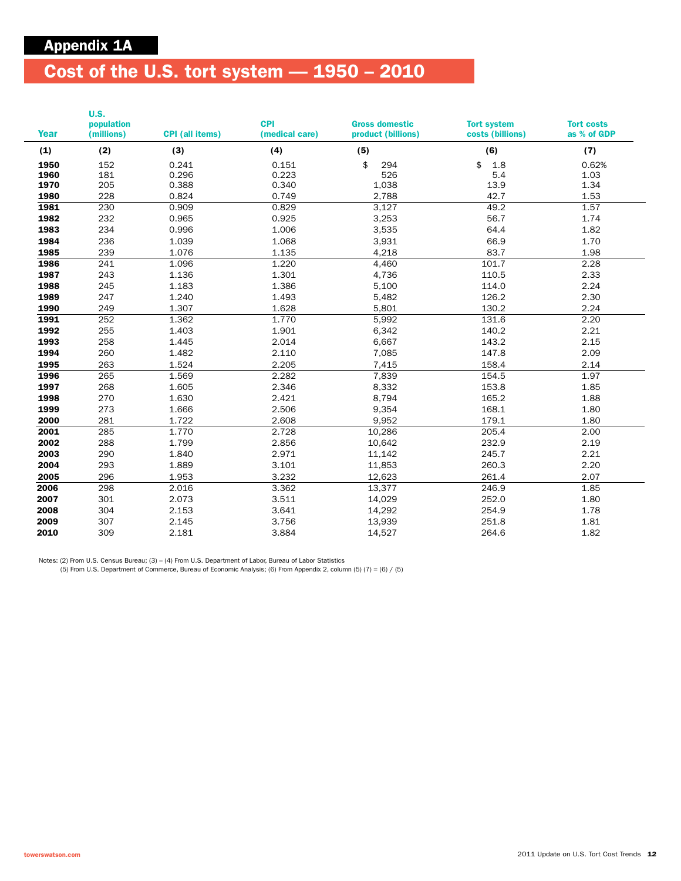# Appendix 1A

## Cost of the U.S. tort system — 1950 – 2010

| Year | U.S. population (millions) | CPI (all items) | CPI (medical care) | Gross domestic product (billions) | Tort system costs (billions) | Tort costs as % of GDP |
|---|---|---|---|---|---|---|
| (1) | (2) | (3) | (4) | (5) | (6) | (7) |
| 1950 | 152 | 0.241 | 0.151 | $ 294 | $ 1.8 | 0.62% |
| 1960 | 181 | 0.296 | 0.223 | 526 | 5.4 | 1.03 |
| 1970 | 205 | 0.388 | 0.340 | 1,038 | 13.9 | 1.34 |
| 1980 | 228 | 0.824 | 0.749 | 2,788 | 42.7 | 1.53 |
| 1981 | 230 | 0.909 | 0.829 | 3,127 | 49.2 | 1.57 |
| 1982 | 232 | 0.965 | 0.925 | 3,253 | 56.7 | 1.74 |
| 1983 | 234 | 0.996 | 1.006 | 3,535 | 64.4 | 1.82 |
| 1984 | 236 | 1.039 | 1.068 | 3,931 | 66.9 | 1.70 |
| 1985 | 239 | 1.076 | 1.135 | 4,218 | 83.7 | 1.98 |
| 1986 | 241 | 1.096 | 1.220 | 4,460 | 101.7 | 2.28 |
| 1987 | 243 | 1.136 | 1.301 | 4,736 | 110.5 | 2.33 |
| 1988 | 245 | 1.183 | 1.386 | 5,100 | 114.0 | 2.24 |
| 1989 | 247 | 1.240 | 1.493 | 5,482 | 126.2 | 2.30 |
| 1990 | 249 | 1.307 | 1.628 | 5,801 | 130.2 | 2.24 |
| 1991 | 252 | 1.362 | 1.770 | 5,992 | 131.6 | 2.20 |
| 1992 | 255 | 1.403 | 1.901 | 6,342 | 140.2 | 2.21 |
| 1993 | 258 | 1.445 | 2.014 | 6,667 | 143.2 | 2.15 |
| 1994 | 260 | 1.482 | 2.110 | 7,085 | 147.8 | 2.09 |
| 1995 | 263 | 1.524 | 2.205 | 7,415 | 158.4 | 2.14 |
| 1996 | 265 | 1.569 | 2.282 | 7,839 | 154.5 | 1.97 |
| 1997 | 268 | 1.605 | 2.346 | 8,332 | 153.8 | 1.85 |
| 1998 | 270 | 1.630 | 2.421 | 8,794 | 165.2 | 1.88 |
| 1999 | 273 | 1.666 | 2.506 | 9,354 | 168.1 | 1.80 |
| 2000 | 281 | 1.722 | 2.608 | 9,952 | 179.1 | 1.80 |
| 2001 | 285 | 1.770 | 2.728 | 10,286 | 205.4 | 2.00 |
| 2002 | 288 | 1.799 | 2.856 | 10,642 | 232.9 | 2.19 |
| 2003 | 290 | 1.840 | 2.971 | 11,142 | 245.7 | 2.21 |
| 2004 | 293 | 1.889 | 3.101 | 11,853 | 260.3 | 2.20 |
| 2005 | 296 | 1.953 | 3.232 | 12,623 | 261.4 | 2.07 |
| 2006 | 298 | 2.016 | 3.362 | 13,377 | 246.9 | 1.85 |
| 2007 | 301 | 2.073 | 3.511 | 14,029 | 252.0 | 1.80 |
| 2008 | 304 | 2.153 | 3.641 | 14,292 | 254.9 | 1.78 |
| 2009 | 307 | 2.145 | 3.756 | 13,939 | 251.8 | 1.81 |
| 2010 | 309 | 2.181 | 3.884 | 14,527 | 264.6 | 1.82 |

Notes: (2) From U.S. Census Bureau; (3) – (4) From U.S. Department of Labor, Bureau of Labor Statistics
(5) From U.S. Department of Commerce, Bureau of Economic Analysis; (6) From Appendix 2, column (5) (7) = (6) / (5)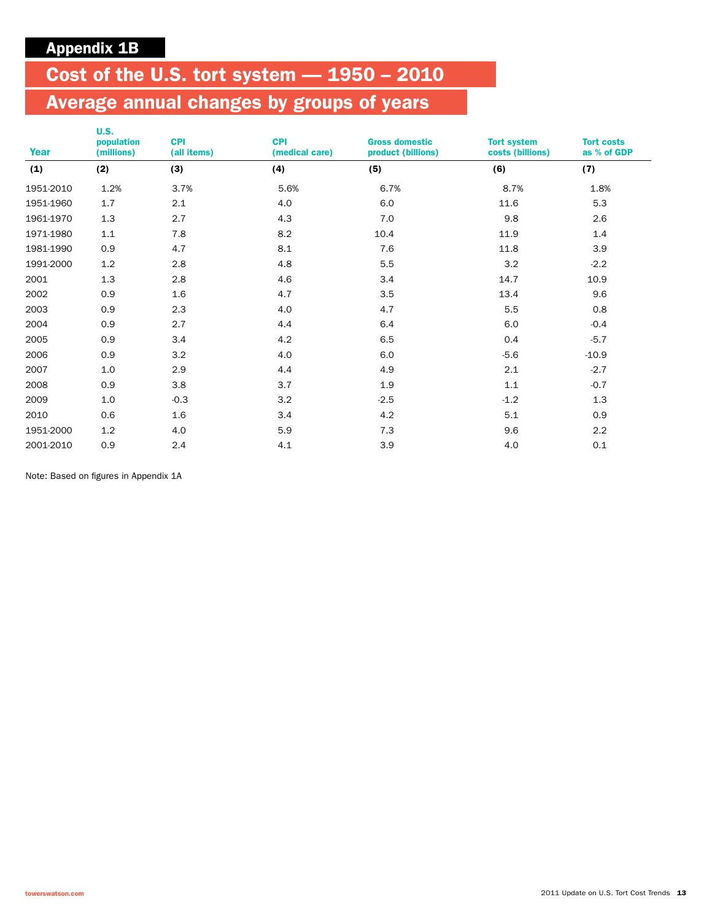## Appendix 1B

# Cost of the U.S. tort system — 1950 – 2010

## Average annual changes by groups of years

| Year | U.S. population (millions) | CPI (all items) | CPI (medical care) | Gross domestic product (billions) | Tort system costs (billions) | Tort costs as % of GDP |
|---|---|---|---|---|---|---|
| (1) | (2) | (3) | (4) | (5) | (6) | (7) |
| 1951-2010 | 1.2% | 3.7% | 5.6% | 6.7% | 8.7% | 1.8% |
| 1951-1960 | 1.7 | 2.1 | 4.0 | 6.0 | 11.6 | 5.3 |
| 1961-1970 | 1.3 | 2.7 | 4.3 | 7.0 | 9.8 | 2.6 |
| 1971-1980 | 1.1 | 7.8 | 8.2 | 10.4 | 11.9 | 1.4 |
| 1981-1990 | 0.9 | 4.7 | 8.1 | 7.6 | 11.8 | 3.9 |
| 1991-2000 | 1.2 | 2.8 | 4.8 | 5.5 | 3.2 | -2.2 |
| 2001 | 1.3 | 2.8 | 4.6 | 3.4 | 14.7 | 10.9 |
| 2002 | 0.9 | 1.6 | 4.7 | 3.5 | 13.4 | 9.6 |
| 2003 | 0.9 | 2.3 | 4.0 | 4.7 | 5.5 | 0.8 |
| 2004 | 0.9 | 2.7 | 4.4 | 6.4 | 6.0 | -0.4 |
| 2005 | 0.9 | 3.4 | 4.2 | 6.5 | 0.4 | -5.7 |
| 2006 | 0.9 | 3.2 | 4.0 | 6.0 | -5.6 | -10.9 |
| 2007 | 1.0 | 2.9 | 4.4 | 4.9 | 2.1 | -2.7 |
| 2008 | 0.9 | 3.8 | 3.7 | 1.9 | 1.1 | -0.7 |
| 2009 | 1.0 | -0.3 | 3.2 | -2.5 | -1.2 | 1.3 |
| 2010 | 0.6 | 1.6 | 3.4 | 4.2 | 5.1 | 0.9 |
| 1951-2000 | 1.2 | 4.0 | 5.9 | 7.3 | 9.6 | 2.2 |
| 2001-2010 | 0.9 | 2.4 | 4.1 | 3.9 | 4.0 | 0.1 |

Note: Based on figures in Appendix 1A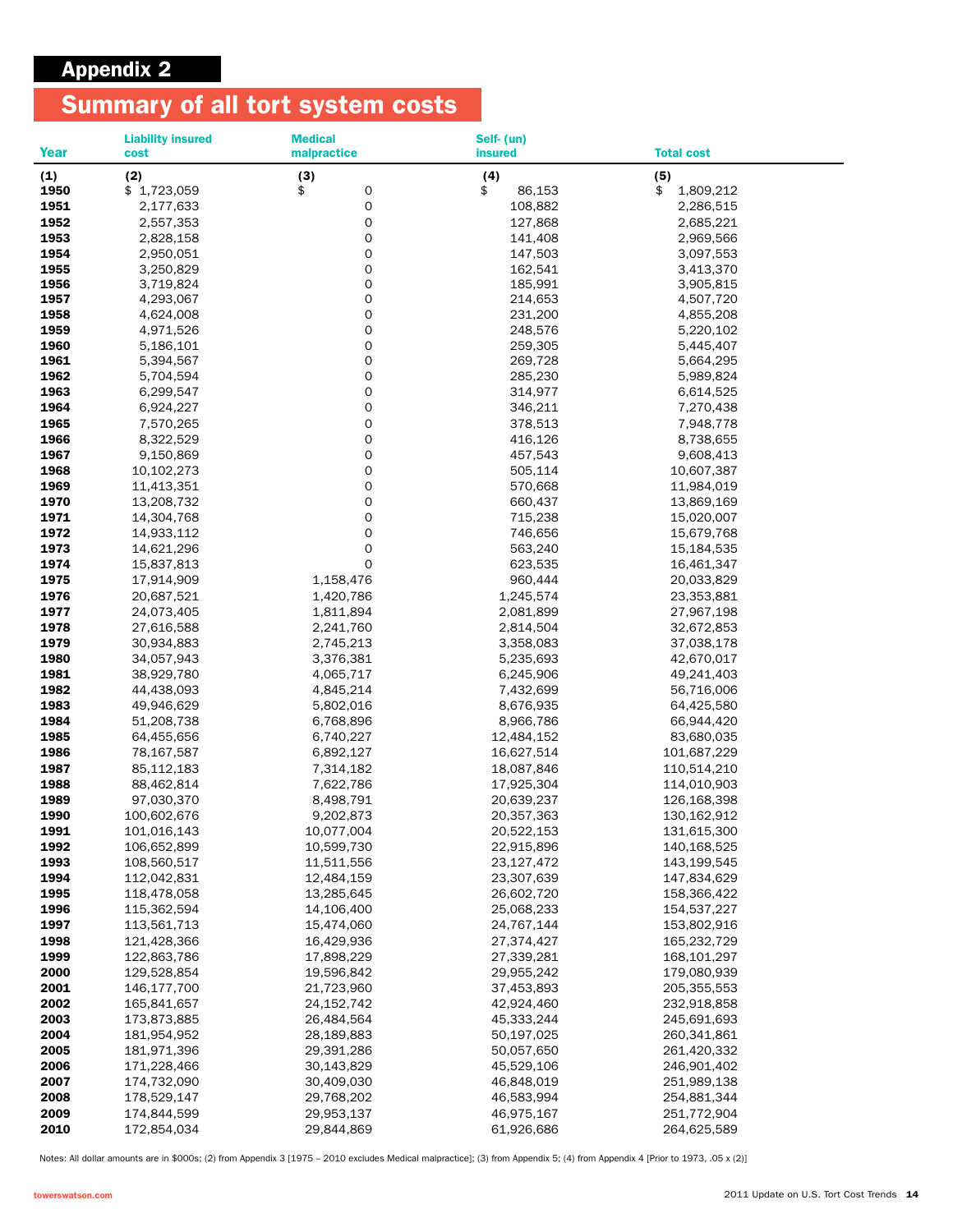## Appendix 2

# Summary of all tort system costs

| Year | Liability insured cost | Medical malpractice | Self- (un) insured | Total cost |
|---|---|---|---|---|
| (1) | (2) | (3) | (4) | (5) |
| 1950 | $ 1,723,059 | $ 0 | $ 86,153 | $ 1,809,212 |
| 1951 | 2,177,633 | 0 | 108,882 | 2,286,515 |
| 1952 | 2,557,353 | 0 | 127,868 | 2,685,221 |
| 1953 | 2,828,158 | 0 | 141,408 | 2,969,566 |
| 1954 | 2,950,051 | 0 | 147,503 | 3,097,553 |
| 1955 | 3,250,829 | 0 | 162,541 | 3,413,370 |
| 1956 | 3,719,824 | 0 | 185,991 | 3,905,815 |
| 1957 | 4,293,067 | 0 | 214,653 | 4,507,720 |
| 1958 | 4,624,008 | 0 | 231,200 | 4,855,208 |
| 1959 | 4,971,526 | 0 | 248,576 | 5,220,102 |
| 1960 | 5,186,101 | 0 | 259,305 | 5,445,407 |
| 1961 | 5,394,567 | 0 | 269,728 | 5,664,295 |
| 1962 | 5,704,594 | 0 | 285,230 | 5,989,824 |
| 1963 | 6,299,547 | 0 | 314,977 | 6,614,525 |
| 1964 | 6,924,227 | 0 | 346,211 | 7,270,438 |
| 1965 | 7,570,265 | 0 | 378,513 | 7,948,778 |
| 1966 | 8,322,529 | 0 | 416,126 | 8,738,655 |
| 1967 | 9,150,869 | 0 | 457,543 | 9,608,413 |
| 1968 | 10,102,273 | 0 | 505,114 | 10,607,387 |
| 1969 | 11,413,351 | 0 | 570,668 | 11,984,019 |
| 1970 | 13,208,732 | 0 | 660,437 | 13,869,169 |
| 1971 | 14,304,768 | 0 | 715,238 | 15,020,007 |
| 1972 | 14,933,112 | 0 | 746,656 | 15,679,768 |
| 1973 | 14,621,296 | 0 | 563,240 | 15,184,535 |
| 1974 | 15,837,813 | 0 | 623,535 | 16,461,347 |
| 1975 | 17,914,909 | 1,158,476 | 960,444 | 20,033,829 |
| 1976 | 20,687,521 | 1,420,786 | 1,245,574 | 23,353,881 |
| 1977 | 24,073,405 | 1,811,894 | 2,081,899 | 27,967,198 |
| 1978 | 27,616,588 | 2,241,760 | 2,814,504 | 32,672,853 |
| 1979 | 30,934,883 | 2,745,213 | 3,358,083 | 37,038,178 |
| 1980 | 34,057,943 | 3,376,381 | 5,235,693 | 42,670,017 |
| 1981 | 38,929,780 | 4,065,717 | 6,245,906 | 49,241,403 |
| 1982 | 44,438,093 | 4,845,214 | 7,432,699 | 56,716,006 |
| 1983 | 49,946,629 | 5,802,016 | 8,676,935 | 64,425,580 |
| 1984 | 51,208,738 | 6,768,896 | 8,966,786 | 66,944,420 |
| 1985 | 64,455,656 | 6,740,227 | 12,484,152 | 83,680,035 |
| 1986 | 78,167,587 | 6,892,127 | 16,627,514 | 101,687,229 |
| 1987 | 85,112,183 | 7,314,182 | 18,087,846 | 110,514,210 |
| 1988 | 88,462,814 | 7,622,786 | 17,925,304 | 114,010,903 |
| 1989 | 97,030,370 | 8,498,791 | 20,639,237 | 126,168,398 |
| 1990 | 100,602,676 | 9,202,873 | 20,357,363 | 130,162,912 |
| 1991 | 101,016,143 | 10,077,004 | 20,522,153 | 131,615,300 |
| 1992 | 106,652,899 | 10,599,730 | 22,915,896 | 140,168,525 |
| 1993 | 108,560,517 | 11,511,556 | 23,127,472 | 143,199,545 |
| 1994 | 112,042,831 | 12,484,159 | 23,307,639 | 147,834,629 |
| 1995 | 118,478,058 | 13,285,645 | 26,602,720 | 158,366,422 |
| 1996 | 115,362,594 | 14,106,400 | 25,068,233 | 154,537,227 |
| 1997 | 113,561,713 | 15,474,060 | 24,767,144 | 153,802,916 |
| 1998 | 121,428,366 | 16,429,936 | 27,374,427 | 165,232,729 |
| 1999 | 122,863,786 | 17,898,229 | 27,339,281 | 168,101,297 |
| 2000 | 129,528,854 | 19,596,842 | 29,955,242 | 179,080,939 |
| 2001 | 146,177,700 | 21,723,960 | 37,453,893 | 205,355,553 |
| 2002 | 165,841,657 | 24,152,742 | 42,924,460 | 232,918,858 |
| 2003 | 173,873,885 | 26,484,564 | 45,333,244 | 245,691,693 |
| 2004 | 181,954,952 | 28,189,883 | 50,197,025 | 260,341,861 |
| 2005 | 181,971,396 | 29,391,286 | 50,057,650 | 261,420,332 |
| 2006 | 171,228,466 | 30,143,829 | 45,529,106 | 246,901,402 |
| 2007 | 174,732,090 | 30,409,030 | 46,848,019 | 251,989,138 |
| 2008 | 178,529,147 | 29,768,202 | 46,583,994 | 254,881,344 |
| 2009 | 174,844,599 | 29,953,137 | 46,975,167 | 251,772,904 |
| 2010 | 172,854,034 | 29,844,869 | 61,926,686 | 264,625,589 |

Notes: All dollar amounts are in $000s; (2) from Appendix 3 [1975 – 2010 excludes Medical malpractice]; (3) from Appendix 5; (4) from Appendix 4 [Prior to 1973, .05 x (2)]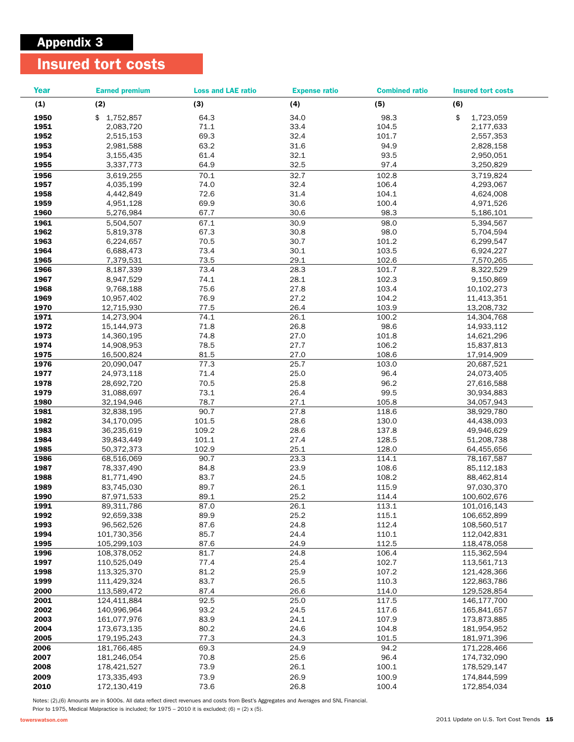## Appendix 3

# Insured tort costs

| Year | Earned premium | Loss and LAE ratio | Expense ratio | Combined ratio | Insured tort costs |
|---|---|---|---|---|---|
| (1) | (2) | (3) | (4) | (5) | (6) |
| 1950 | $ 1,752,857 | 64.3 | 34.0 | 98.3 | $ 1,723,059 |
| 1951 | 2,083,720 | 71.1 | 33.4 | 104.5 | 2,177,633 |
| 1952 | 2,515,153 | 69.3 | 32.4 | 101.7 | 2,557,353 |
| 1953 | 2,981,588 | 63.2 | 31.6 | 94.9 | 2,828,158 |
| 1954 | 3,155,435 | 61.4 | 32.1 | 93.5 | 2,950,051 |
| 1955 | 3,337,773 | 64.9 | 32.5 | 97.4 | 3,250,829 |
| 1956 | 3,619,255 | 70.1 | 32.7 | 102.8 | 3,719,824 |
| 1957 | 4,035,199 | 74.0 | 32.4 | 106.4 | 4,293,067 |
| 1958 | 4,442,849 | 72.6 | 31.4 | 104.1 | 4,624,008 |
| 1959 | 4,951,128 | 69.9 | 30.6 | 100.4 | 4,971,526 |
| 1960 | 5,276,984 | 67.7 | 30.6 | 98.3 | 5,186,101 |
| 1961 | 5,504,507 | 67.1 | 30.9 | 98.0 | 5,394,567 |
| 1962 | 5,819,378 | 67.3 | 30.8 | 98.0 | 5,704,594 |
| 1963 | 6,224,657 | 70.5 | 30.7 | 101.2 | 6,299,547 |
| 1964 | 6,688,473 | 73.4 | 30.1 | 103.5 | 6,924,227 |
| 1965 | 7,379,531 | 73.5 | 29.1 | 102.6 | 7,570,265 |
| 1966 | 8,187,339 | 73.4 | 28.3 | 101.7 | 8,322,529 |
| 1967 | 8,947,529 | 74.1 | 28.1 | 102.3 | 9,150,869 |
| 1968 | 9,768,188 | 75.6 | 27.8 | 103.4 | 10,102,273 |
| 1969 | 10,957,402 | 76.9 | 27.2 | 104.2 | 11,413,351 |
| 1970 | 12,715,930 | 77.5 | 26.4 | 103.9 | 13,208,732 |
| 1971 | 14,273,904 | 74.1 | 26.1 | 100.2 | 14,304,768 |
| 1972 | 15,144,973 | 71.8 | 26.8 | 98.6 | 14,933,112 |
| 1973 | 14,360,195 | 74.8 | 27.0 | 101.8 | 14,621,296 |
| 1974 | 14,908,953 | 78.5 | 27.7 | 106.2 | 15,837,813 |
| 1975 | 16,500,824 | 81.5 | 27.0 | 108.6 | 17,914,909 |
| 1976 | 20,090,047 | 77.3 | 25.7 | 103.0 | 20,687,521 |
| 1977 | 24,973,118 | 71.4 | 25.0 | 96.4 | 24,073,405 |
| 1978 | 28,692,720 | 70.5 | 25.8 | 96.2 | 27,616,588 |
| 1979 | 31,088,697 | 73.1 | 26.4 | 99.5 | 30,934,883 |
| 1980 | 32,194,946 | 78.7 | 27.1 | 105.8 | 34,057,943 |
| 1981 | 32,838,195 | 90.7 | 27.8 | 118.6 | 38,929,780 |
| 1982 | 34,170,095 | 101.5 | 28.6 | 130.0 | 44,438,093 |
| 1983 | 36,235,619 | 109.2 | 28.6 | 137.8 | 49,946,629 |
| 1984 | 39,843,449 | 101.1 | 27.4 | 128.5 | 51,208,738 |
| 1985 | 50,372,373 | 102.9 | 25.1 | 128.0 | 64,455,656 |
| 1986 | 68,516,069 | 90.7 | 23.3 | 114.1 | 78,167,587 |
| 1987 | 78,337,490 | 84.8 | 23.9 | 108.6 | 85,112,183 |
| 1988 | 81,771,490 | 83.7 | 24.5 | 108.2 | 88,462,814 |
| 1989 | 83,745,030 | 89.7 | 26.1 | 115.9 | 97,030,370 |
| 1990 | 87,971,533 | 89.1 | 25.2 | 114.4 | 100,602,676 |
| 1991 | 89,311,786 | 87.0 | 26.1 | 113.1 | 101,016,143 |
| 1992 | 92,659,338 | 89.9 | 25.2 | 115.1 | 106,652,899 |
| 1993 | 96,562,526 | 87.6 | 24.8 | 112.4 | 108,560,517 |
| 1994 | 101,730,356 | 85.7 | 24.4 | 110.1 | 112,042,831 |
| 1995 | 105,299,103 | 87.6 | 24.9 | 112.5 | 118,478,058 |
| 1996 | 108,378,052 | 81.7 | 24.8 | 106.4 | 115,362,594 |
| 1997 | 110,525,049 | 77.4 | 25.4 | 102.7 | 113,561,713 |
| 1998 | 113,325,370 | 81.2 | 25.9 | 107.2 | 121,428,366 |
| 1999 | 111,429,324 | 83.7 | 26.5 | 110.3 | 122,863,786 |
| 2000 | 113,589,472 | 87.4 | 26.6 | 114.0 | 129,528,854 |
| 2001 | 124,411,884 | 92.5 | 25.0 | 117.5 | 146,177,700 |
| 2002 | 140,996,964 | 93.2 | 24.5 | 117.6 | 165,841,657 |
| 2003 | 161,077,976 | 83.9 | 24.1 | 107.9 | 173,873,885 |
| 2004 | 173,673,135 | 80.2 | 24.6 | 104.8 | 181,954,952 |
| 2005 | 179,195,243 | 77.3 | 24.3 | 101.5 | 181,971,396 |
| 2006 | 181,766,485 | 69.3 | 24.9 | 94.2 | 171,228,466 |
| 2007 | 181,246,054 | 70.8 | 25.6 | 96.4 | 174,732,090 |
| 2008 | 178,421,527 | 73.9 | 26.1 | 100.1 | 178,529,147 |
| 2009 | 173,335,493 | 73.9 | 26.9 | 100.9 | 174,844,599 |
| 2010 | 172,130,419 | 73.6 | 26.8 | 100.4 | 172,854,034 |

Notes: (2),(6) Amounts are in $000s. All data reflect direct revenues and costs from Best's Aggregates and Averages and SNL Financial. Prior to 1975, Medical Malpractice is included; for 1975 – 2010 it is excluded; (6) = (2) x (5).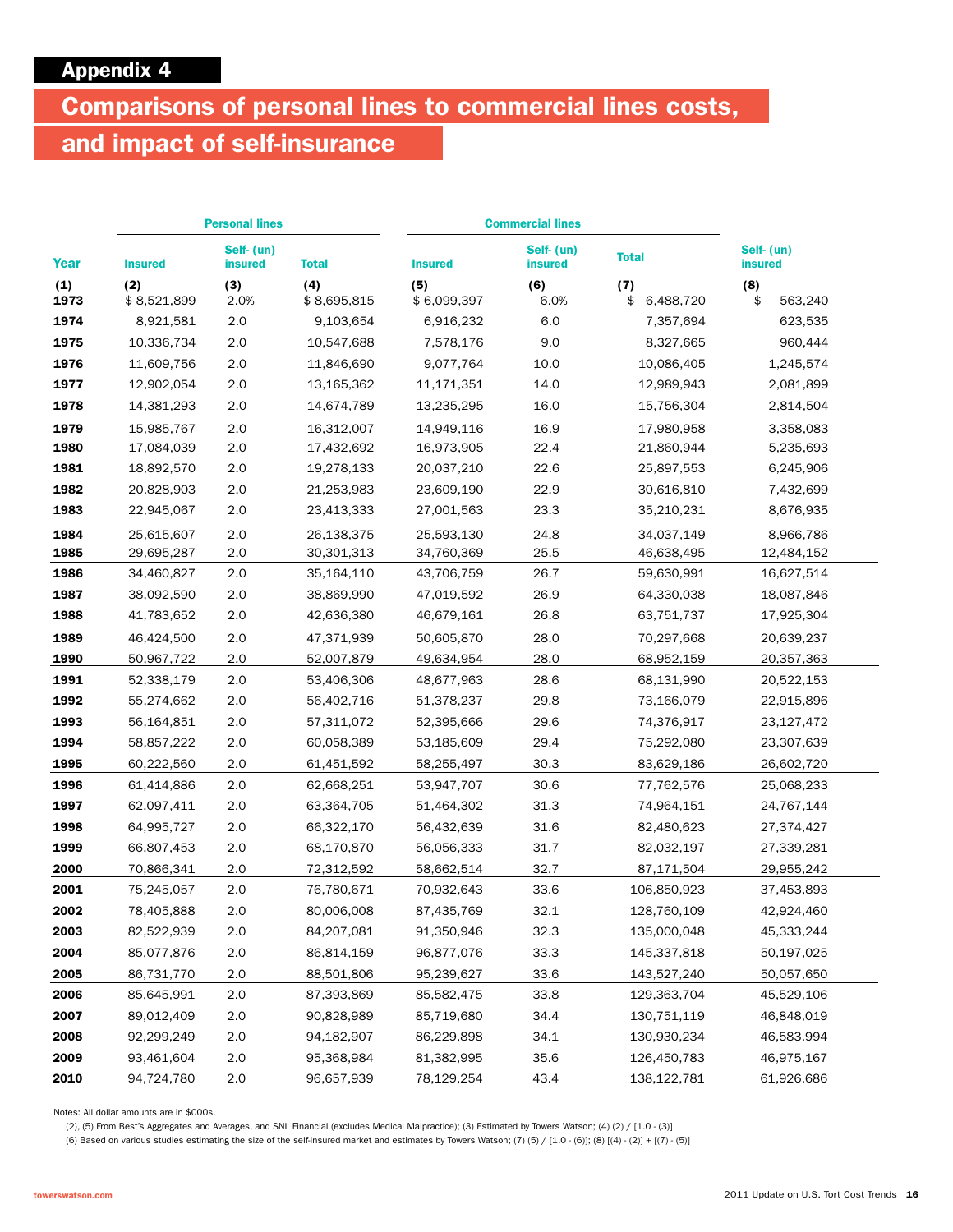## Appendix 4

# Comparisons of personal lines to commercial lines costs, and impact of self-insurance

| | Personal lines | | | Commercial lines | | | |
|---|---|---|---|---|---|---|---|
| Year | Insured | Self- (un) insured | Total | Insured | Self- (un) insured | Total | Self- (un) insured |
| (1) | (2) | (3) | (4) | (5) | (6) | (7) | (8) |
| 1973 | $ 8,521,899 | 2.0% | $ 8,695,815 | $ 6,099,397 | 6.0% | $ 6,488,720 | $ 563,240 |
| 1974 | 8,921,581 | 2.0 | 9,103,654 | 6,916,232 | 6.0 | 7,357,694 | 623,535 |
| 1975 | 10,336,734 | 2.0 | 10,547,688 | 7,578,176 | 9.0 | 8,327,665 | 960,444 |
| 1976 | 11,609,756 | 2.0 | 11,846,690 | 9,077,764 | 10.0 | 10,086,405 | 1,245,574 |
| 1977 | 12,902,054 | 2.0 | 13,165,362 | 11,171,351 | 14.0 | 12,989,943 | 2,081,899 |
| 1978 | 14,381,293 | 2.0 | 14,674,789 | 13,235,295 | 16.0 | 15,756,304 | 2,814,504 |
| 1979 | 15,985,767 | 2.0 | 16,312,007 | 14,949,116 | 16.9 | 17,980,958 | 3,358,083 |
| 1980 | 17,084,039 | 2.0 | 17,432,692 | 16,973,905 | 22.4 | 21,860,944 | 5,235,693 |
| 1981 | 18,892,570 | 2.0 | 19,278,133 | 20,037,210 | 22.6 | 25,897,553 | 6,245,906 |
| 1982 | 20,828,903 | 2.0 | 21,253,983 | 23,609,190 | 22.9 | 30,616,810 | 7,432,699 |
| 1983 | 22,945,067 | 2.0 | 23,413,333 | 27,001,563 | 23.3 | 35,210,231 | 8,676,935 |
| 1984 | 25,615,607 | 2.0 | 26,138,375 | 25,593,130 | 24.8 | 34,037,149 | 8,966,786 |
| 1985 | 29,695,287 | 2.0 | 30,301,313 | 34,760,369 | 25.5 | 46,638,495 | 12,484,152 |
| 1986 | 34,460,827 | 2.0 | 35,164,110 | 43,706,759 | 26.7 | 59,630,991 | 16,627,514 |
| 1987 | 38,092,590 | 2.0 | 38,869,990 | 47,019,592 | 26.9 | 64,330,038 | 18,087,846 |
| 1988 | 41,783,652 | 2.0 | 42,636,380 | 46,679,161 | 26.8 | 63,751,737 | 17,925,304 |
| 1989 | 46,424,500 | 2.0 | 47,371,939 | 50,605,870 | 28.0 | 70,297,668 | 20,639,237 |
| 1990 | 50,967,722 | 2.0 | 52,007,879 | 49,634,954 | 28.0 | 68,952,159 | 20,357,363 |
| 1991 | 52,338,179 | 2.0 | 53,406,306 | 48,677,963 | 28.6 | 68,131,990 | 20,522,153 |
| 1992 | 55,274,662 | 2.0 | 56,402,716 | 51,378,237 | 29.8 | 73,166,079 | 22,915,896 |
| 1993 | 56,164,851 | 2.0 | 57,311,072 | 52,395,666 | 29.6 | 74,376,917 | 23,127,472 |
| 1994 | 58,857,222 | 2.0 | 60,058,389 | 53,185,609 | 29.4 | 75,292,080 | 23,307,639 |
| 1995 | 60,222,560 | 2.0 | 61,451,592 | 58,255,497 | 30.3 | 83,629,186 | 26,602,720 |
| 1996 | 61,414,886 | 2.0 | 62,668,251 | 53,947,707 | 30.6 | 77,762,576 | 25,068,233 |
| 1997 | 62,097,411 | 2.0 | 63,364,705 | 51,464,302 | 31.3 | 74,964,151 | 24,767,144 |
| 1998 | 64,995,727 | 2.0 | 66,322,170 | 56,432,639 | 31.6 | 82,480,623 | 27,374,427 |
| 1999 | 66,807,453 | 2.0 | 68,170,870 | 56,056,333 | 31.7 | 82,032,197 | 27,339,281 |
| 2000 | 70,866,341 | 2.0 | 72,312,592 | 58,662,514 | 32.7 | 87,171,504 | 29,955,242 |
| 2001 | 75,245,057 | 2.0 | 76,780,671 | 70,932,643 | 33.6 | 106,850,923 | 37,453,893 |
| 2002 | 78,405,888 | 2.0 | 80,006,008 | 87,435,769 | 32.1 | 128,760,109 | 42,924,460 |
| 2003 | 82,522,939 | 2.0 | 84,207,081 | 91,350,946 | 32.3 | 135,000,048 | 45,333,244 |
| 2004 | 85,077,876 | 2.0 | 86,814,159 | 96,877,076 | 33.3 | 145,337,818 | 50,197,025 |
| 2005 | 86,731,770 | 2.0 | 88,501,806 | 95,239,627 | 33.6 | 143,527,240 | 50,057,650 |
| 2006 | 85,645,991 | 2.0 | 87,393,869 | 85,582,475 | 33.8 | 129,363,704 | 45,529,106 |
| 2007 | 89,012,409 | 2.0 | 90,828,989 | 85,719,680 | 34.4 | 130,751,119 | 46,848,019 |
| 2008 | 92,299,249 | 2.0 | 94,182,907 | 86,229,898 | 34.1 | 130,930,234 | 46,583,994 |
| 2009 | 93,461,604 | 2.0 | 95,368,984 | 81,382,995 | 35.6 | 126,450,783 | 46,975,167 |
| 2010 | 94,724,780 | 2.0 | 96,657,939 | 78,129,254 | 43.4 | 138,122,781 | 61,926,686 |

Notes: All dollar amounts are in $000s.

(2), (5) From Best's Aggregates and Averages, and SNL Financial (excludes Medical Malpractice); (3) Estimated by Towers Watson; (4) (2) / [1.0 - (3)]

(6) Based on various studies estimating the size of the self-insured market and estimates by Towers Watson; (7) (5) / [1.0 - (6)]; (8) [(4) - (2)] + [(7) - (5)]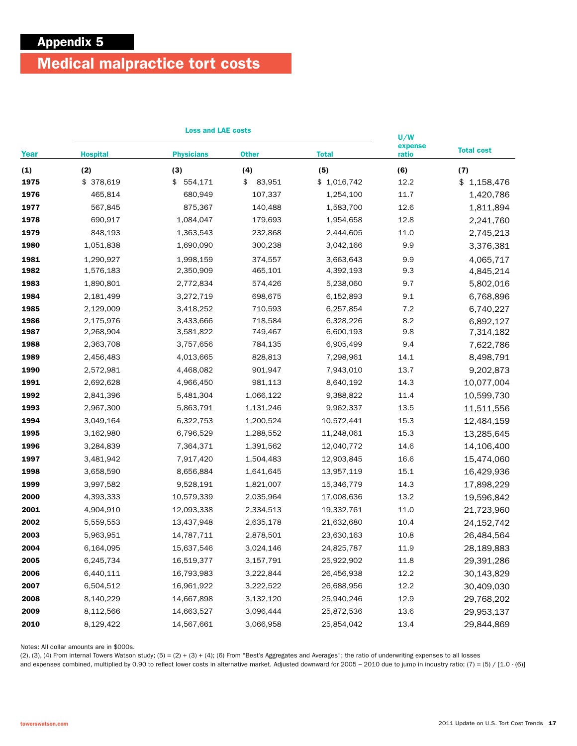# Appendix 5

## Medical malpractice tort costs

| Year | Loss and LAE costs | | | | U/W expense ratio | Total cost |
|---|---|---|---|---|---|---|
| | Hospital | Physicians | Other | Total | | |
| (1) | (2) | (3) | (4) | (5) | (6) | (7) |
| 1975 | $ 378,619 | $ 554,171 | $ 83,951 | $ 1,016,742 | 12.2 | $ 1,158,476 |
| 1976 | 465,814 | 680,949 | 107,337 | 1,254,100 | 11.7 | 1,420,786 |
| 1977 | 567,845 | 875,367 | 140,488 | 1,583,700 | 12.6 | 1,811,894 |
| 1978 | 690,917 | 1,084,047 | 179,693 | 1,954,658 | 12.8 | 2,241,760 |
| 1979 | 848,193 | 1,363,543 | 232,868 | 2,444,605 | 11.0 | 2,745,213 |
| 1980 | 1,051,838 | 1,690,090 | 300,238 | 3,042,166 | 9.9 | 3,376,381 |
| 1981 | 1,290,927 | 1,998,159 | 374,557 | 3,663,643 | 9.9 | 4,065,717 |
| 1982 | 1,576,183 | 2,350,909 | 465,101 | 4,392,193 | 9.3 | 4,845,214 |
| 1983 | 1,890,801 | 2,772,834 | 574,426 | 5,238,060 | 9.7 | 5,802,016 |
| 1984 | 2,181,499 | 3,272,719 | 698,675 | 6,152,893 | 9.1 | 6,768,896 |
| 1985 | 2,129,009 | 3,418,252 | 710,593 | 6,257,854 | 7.2 | 6,740,227 |
| 1986 | 2,175,976 | 3,433,666 | 718,584 | 6,328,226 | 8.2 | 6,892,127 |
| 1987 | 2,268,904 | 3,581,822 | 749,467 | 6,600,193 | 9.8 | 7,314,182 |
| 1988 | 2,363,708 | 3,757,656 | 784,135 | 6,905,499 | 9.4 | 7,622,786 |
| 1989 | 2,456,483 | 4,013,665 | 828,813 | 7,298,961 | 14.1 | 8,498,791 |
| 1990 | 2,572,981 | 4,468,082 | 901,947 | 7,943,010 | 13.7 | 9,202,873 |
| 1991 | 2,692,628 | 4,966,450 | 981,113 | 8,640,192 | 14.3 | 10,077,004 |
| 1992 | 2,841,396 | 5,481,304 | 1,066,122 | 9,388,822 | 11.4 | 10,599,730 |
| 1993 | 2,967,300 | 5,863,791 | 1,131,246 | 9,962,337 | 13.5 | 11,511,556 |
| 1994 | 3,049,164 | 6,322,753 | 1,200,524 | 10,572,441 | 15.3 | 12,484,159 |
| 1995 | 3,162,980 | 6,796,529 | 1,288,552 | 11,248,061 | 15.3 | 13,285,645 |
| 1996 | 3,284,839 | 7,364,371 | 1,391,562 | 12,040,772 | 14.6 | 14,106,400 |
| 1997 | 3,481,942 | 7,917,420 | 1,504,483 | 12,903,845 | 16.6 | 15,474,060 |
| 1998 | 3,658,590 | 8,656,884 | 1,641,645 | 13,957,119 | 15.1 | 16,429,936 |
| 1999 | 3,997,582 | 9,528,191 | 1,821,007 | 15,346,779 | 14.3 | 17,898,229 |
| 2000 | 4,393,333 | 10,579,339 | 2,035,964 | 17,008,636 | 13.2 | 19,596,842 |
| 2001 | 4,904,910 | 12,093,338 | 2,334,513 | 19,332,761 | 11.0 | 21,723,960 |
| 2002 | 5,559,553 | 13,437,948 | 2,635,178 | 21,632,680 | 10.4 | 24,152,742 |
| 2003 | 5,963,951 | 14,787,711 | 2,878,501 | 23,630,163 | 10.8 | 26,484,564 |
| 2004 | 6,164,095 | 15,637,546 | 3,024,146 | 24,825,787 | 11.9 | 28,189,883 |
| 2005 | 6,245,734 | 16,519,377 | 3,157,791 | 25,922,902 | 11.8 | 29,391,286 |
| 2006 | 6,440,111 | 16,793,983 | 3,222,844 | 26,456,938 | 12.2 | 30,143,829 |
| 2007 | 6,504,512 | 16,961,922 | 3,222,522 | 26,688,956 | 12.2 | 30,409,030 |
| 2008 | 8,140,229 | 14,667,898 | 3,132,120 | 25,940,246 | 12.9 | 29,768,202 |
| 2009 | 8,112,566 | 14,663,527 | 3,096,444 | 25,872,536 | 13.6 | 29,953,137 |
| 2010 | 8,129,422 | 14,567,661 | 3,066,958 | 25,854,042 | 13.4 | 29,844,869 |

Notes: All dollar amounts are in $000s.
(2), (3), (4) From internal Towers Watson study; (5) = (2) + (3) + (4); (6) From "Best's Aggregates and Averages"; the ratio of underwriting expenses to all losses and expenses combined, multiplied by 0.90 to reflect lower costs in alternative market. Adjusted downward for 2005 – 2010 due to jump in industry ratio; (7) = (5) / [1.0 - (6)]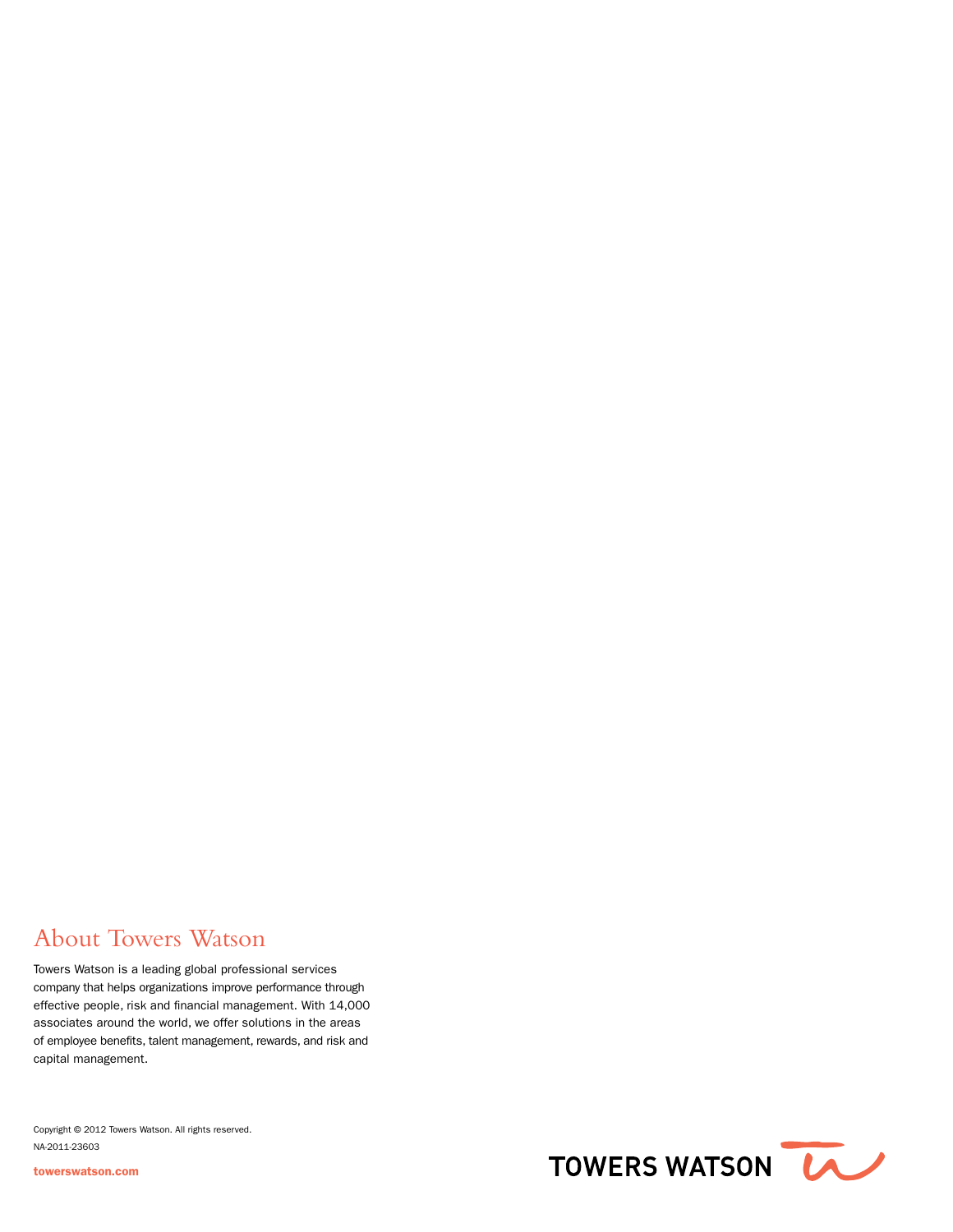## About Towers Watson

Towers Watson is a leading global professional services company that helps organizations improve performance through effective people, risk and financial management. With 14,000 associates around the world, we offer solutions in the areas of employee benefits, talent management, rewards, and risk and capital management.

Copyright © 2012 Towers Watson. All rights reserved.

NA-2011-23603

**towerswatson.com**

TOWERS WATSON